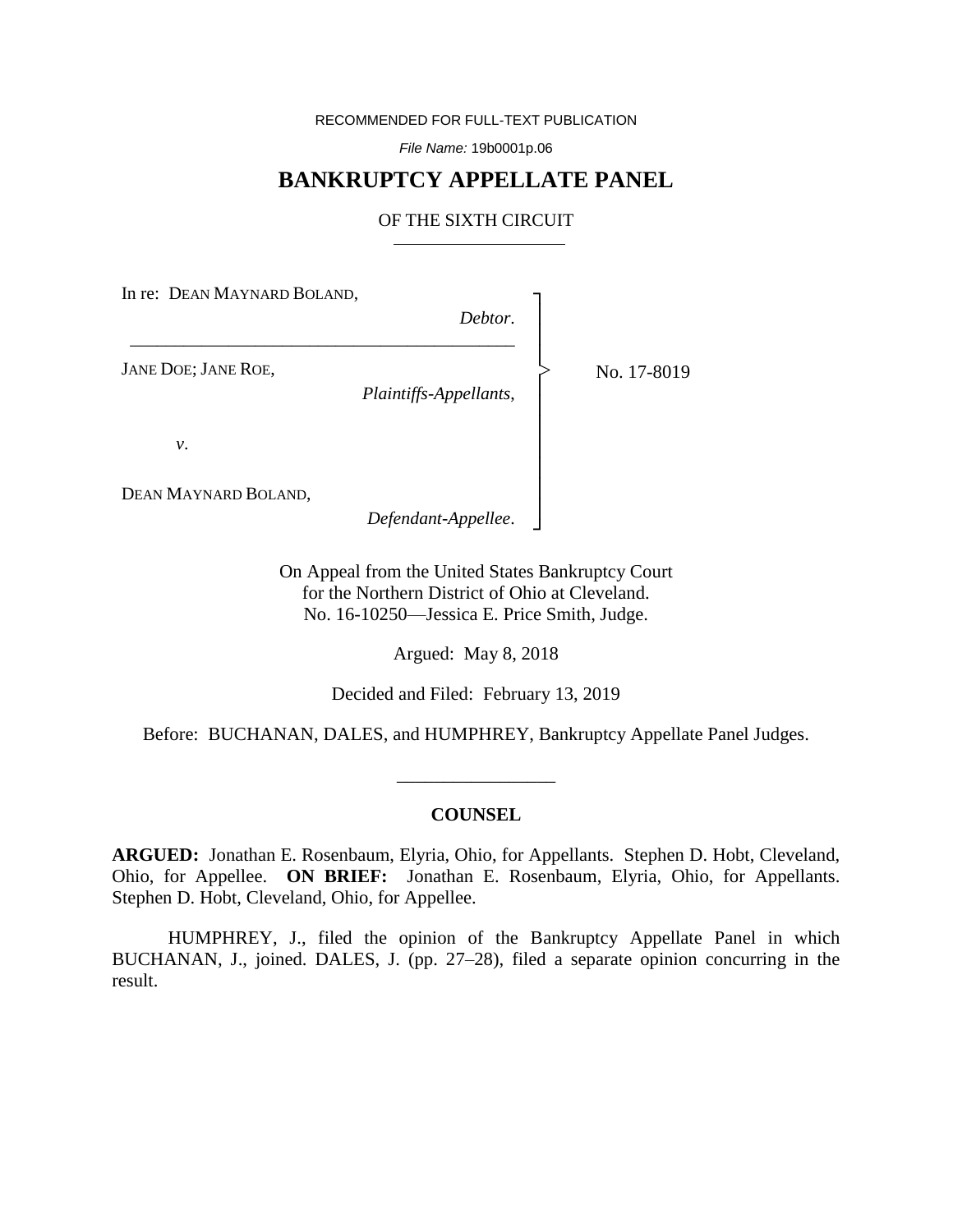RECOMMENDED FOR FULL-TEXT PUBLICATION

*File Name:* 19b0001p.06

# BANKRUPTCY APPELLATE PANEL

## OF THE SIXTH CIRCUIT

---

In re: DEAN MAYNARD BOLAND,
*Debtor.*

---

JANE DOE; JANE ROE,
*Plaintiffs-Appellants,*

*v.*

DEAN MAYNARD BOLAND,
*Defendant-Appellee.*

No. 17-8019

On Appeal from the United States Bankruptcy Court
for the Northern District of Ohio at Cleveland.
No. 16-10250—Jessica E. Price Smith, Judge.

Argued: May 8, 2018

Decided and Filed: February 13, 2019

Before: BUCHANAN, DALES, and HUMPHREY, Bankruptcy Appellate Panel Judges.

---

### COUNSEL

**ARGUED:** Jonathan E. Rosenbaum, Elyria, Ohio, for Appellants. Stephen D. Hobt, Cleveland, Ohio, for Appellee. **ON BRIEF:** Jonathan E. Rosenbaum, Elyria, Ohio, for Appellants. Stephen D. Hobt, Cleveland, Ohio, for Appellee.

HUMPHREY, J., filed the opinion of the Bankruptcy Appellate Panel in which BUCHANAN, J., joined. DALES, J. (pp. 27–28), filed a separate opinion concurring in the result.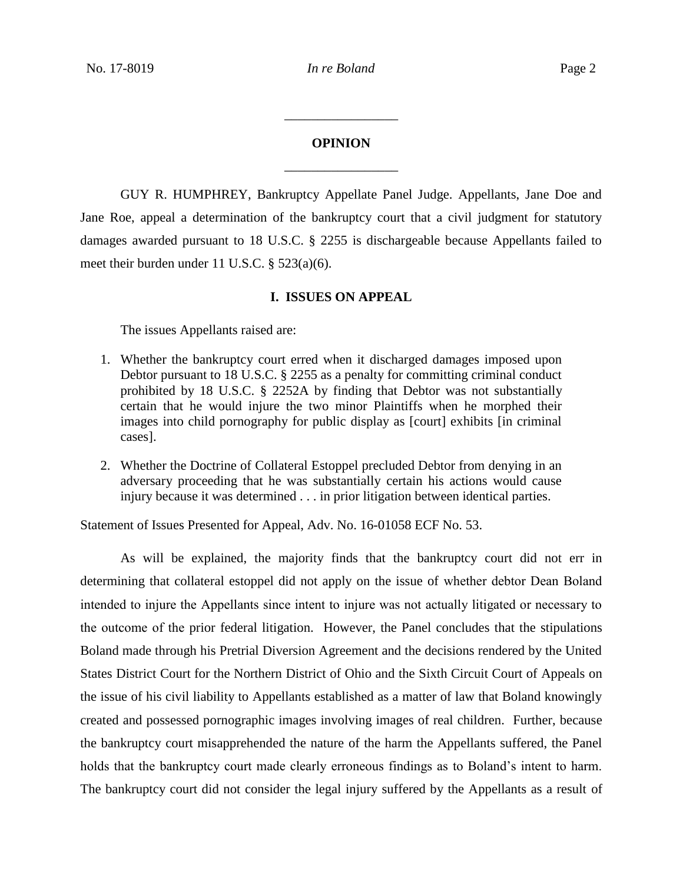## OPINION

GUY R. HUMPHREY, Bankruptcy Appellate Panel Judge. Appellants, Jane Doe and Jane Roe, appeal a determination of the bankruptcy court that a civil judgment for statutory damages awarded pursuant to 18 U.S.C. § 2255 is dischargeable because Appellants failed to meet their burden under 11 U.S.C. § 523(a)(6).

### I. ISSUES ON APPEAL

The issues Appellants raised are:

1. Whether the bankruptcy court erred when it discharged damages imposed upon Debtor pursuant to 18 U.S.C. § 2255 as a penalty for committing criminal conduct prohibited by 18 U.S.C. § 2252A by finding that Debtor was not substantially certain that he would injure the two minor Plaintiffs when he morphed their images into child pornography for public display as [court] exhibits [in criminal cases].
2. Whether the Doctrine of Collateral Estoppel precluded Debtor from denying in an adversary proceeding that he was substantially certain his actions would cause injury because it was determined . . . in prior litigation between identical parties.

Statement of Issues Presented for Appeal, Adv. No. 16-01058 ECF No. 53.

As will be explained, the majority finds that the bankruptcy court did not err in determining that collateral estoppel did not apply on the issue of whether debtor Dean Boland intended to injure the Appellants since intent to injure was not actually litigated or necessary to the outcome of the prior federal litigation. However, the Panel concludes that the stipulations Boland made through his Pretrial Diversion Agreement and the decisions rendered by the United States District Court for the Northern District of Ohio and the Sixth Circuit Court of Appeals on the issue of his civil liability to Appellants established as a matter of law that Boland knowingly created and possessed pornographic images involving images of real children. Further, because the bankruptcy court misapprehended the nature of the harm the Appellants suffered, the Panel holds that the bankruptcy court made clearly erroneous findings as to Boland's intent to harm. The bankruptcy court did not consider the legal injury suffered by the Appellants as a result of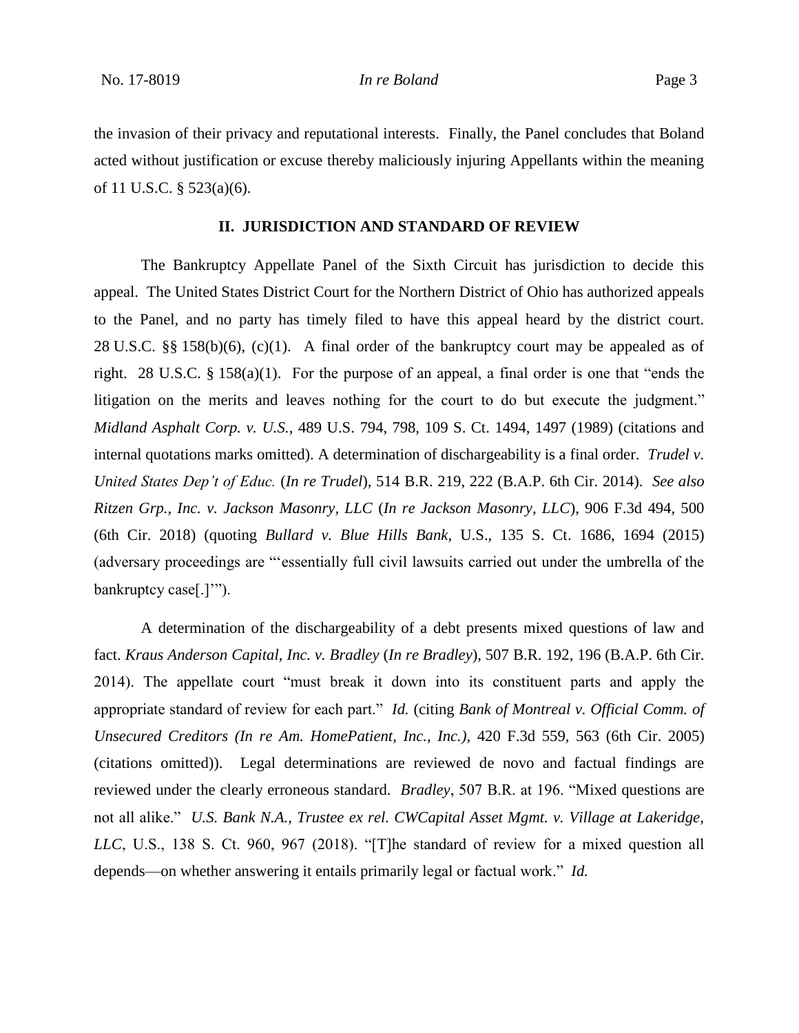the invasion of their privacy and reputational interests. Finally, the Panel concludes that Boland acted without justification or excuse thereby maliciously injuring Appellants within the meaning of 11 U.S.C. § 523(a)(6).

## II. JURISDICTION AND STANDARD OF REVIEW

The Bankruptcy Appellate Panel of the Sixth Circuit has jurisdiction to decide this appeal. The United States District Court for the Northern District of Ohio has authorized appeals to the Panel, and no party has timely filed to have this appeal heard by the district court. 28 U.S.C. §§ 158(b)(6), (c)(1). A final order of the bankruptcy court may be appealed as of right. 28 U.S.C. § 158(a)(1). For the purpose of an appeal, a final order is one that "ends the litigation on the merits and leaves nothing for the court to do but execute the judgment." *Midland Asphalt Corp. v. U.S.*, 489 U.S. 794, 798, 109 S. Ct. 1494, 1497 (1989) (citations and internal quotations marks omitted). A determination of dischargeability is a final order. *Trudel v. United States Dep't of Educ.* (*In re Trudel*), 514 B.R. 219, 222 (B.A.P. 6th Cir. 2014). *See also Ritzen Grp., Inc. v. Jackson Masonry, LLC* (*In re Jackson Masonry, LLC*), 906 F.3d 494, 500 (6th Cir. 2018) (quoting *Bullard v. Blue Hills Bank*, U.S., 135 S. Ct. 1686, 1694 (2015) (adversary proceedings are "'essentially full civil lawsuits carried out under the umbrella of the bankruptcy case[.]'").

A determination of the dischargeability of a debt presents mixed questions of law and fact. *Kraus Anderson Capital, Inc. v. Bradley* (*In re Bradley*), 507 B.R. 192, 196 (B.A.P. 6th Cir. 2014). The appellate court "must break it down into its constituent parts and apply the appropriate standard of review for each part." *Id.* (citing *Bank of Montreal v. Official Comm. of Unsecured Creditors (In re Am. HomePatient, Inc., Inc.)*, 420 F.3d 559, 563 (6th Cir. 2005) (citations omitted)). Legal determinations are reviewed de novo and factual findings are reviewed under the clearly erroneous standard. *Bradley*, 507 B.R. at 196. "Mixed questions are not all alike." *U.S. Bank N.A., Trustee ex rel. CWCapital Asset Mgmt. v. Village at Lakeridge, LLC*, U.S., 138 S. Ct. 960, 967 (2018). "[T]he standard of review for a mixed question all depends—on whether answering it entails primarily legal or factual work." *Id.*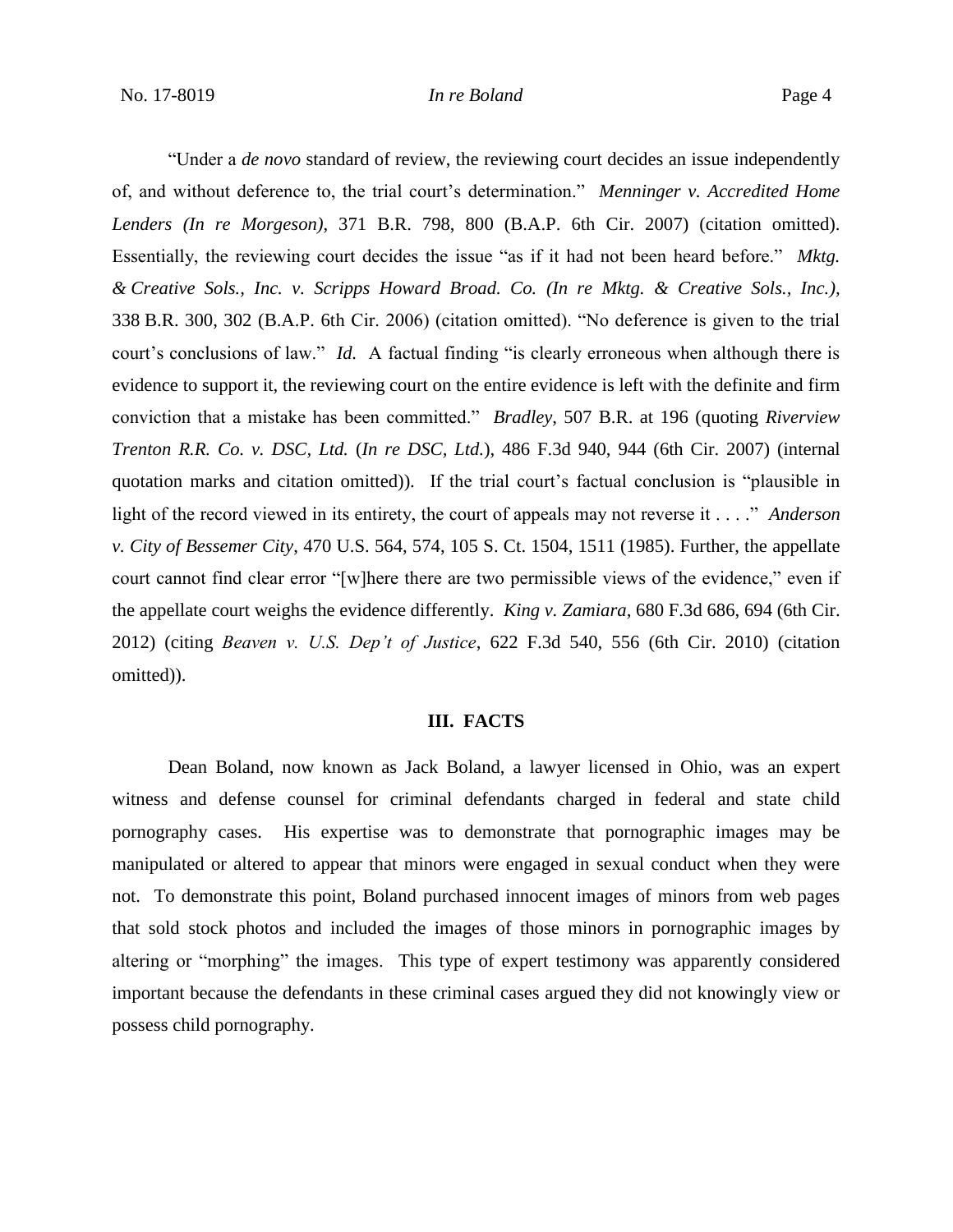"Under a *de novo* standard of review, the reviewing court decides an issue independently of, and without deference to, the trial court's determination." *Menninger v. Accredited Home Lenders (In re Morgeson)*, 371 B.R. 798, 800 (B.A.P. 6th Cir. 2007) (citation omitted). Essentially, the reviewing court decides the issue "as if it had not been heard before." *Mktg. & Creative Sols., Inc. v. Scripps Howard Broad. Co. (In re Mktg. & Creative Sols., Inc.)*, 338 B.R. 300, 302 (B.A.P. 6th Cir. 2006) (citation omitted). "No deference is given to the trial court's conclusions of law." *Id.* A factual finding "is clearly erroneous when although there is evidence to support it, the reviewing court on the entire evidence is left with the definite and firm conviction that a mistake has been committed." *Bradley*, 507 B.R. at 196 (quoting *Riverview Trenton R.R. Co. v. DSC, Ltd.* (*In re DSC, Ltd.*), 486 F.3d 940, 944 (6th Cir. 2007) (internal quotation marks and citation omitted)). If the trial court's factual conclusion is "plausible in light of the record viewed in its entirety, the court of appeals may not reverse it . . . ." *Anderson v. City of Bessemer City*, 470 U.S. 564, 574, 105 S. Ct. 1504, 1511 (1985). Further, the appellate court cannot find clear error "[w]here there are two permissible views of the evidence," even if the appellate court weighs the evidence differently. *King v. Zamiara*, 680 F.3d 686, 694 (6th Cir. 2012) (citing *Beaven v. U.S. Dep't of Justice*, 622 F.3d 540, 556 (6th Cir. 2010) (citation omitted)).

## III. FACTS

Dean Boland, now known as Jack Boland, a lawyer licensed in Ohio, was an expert witness and defense counsel for criminal defendants charged in federal and state child pornography cases. His expertise was to demonstrate that pornographic images may be manipulated or altered to appear that minors were engaged in sexual conduct when they were not. To demonstrate this point, Boland purchased innocent images of minors from web pages that sold stock photos and included the images of those minors in pornographic images by altering or "morphing" the images. This type of expert testimony was apparently considered important because the defendants in these criminal cases argued they did not knowingly view or possess child pornography.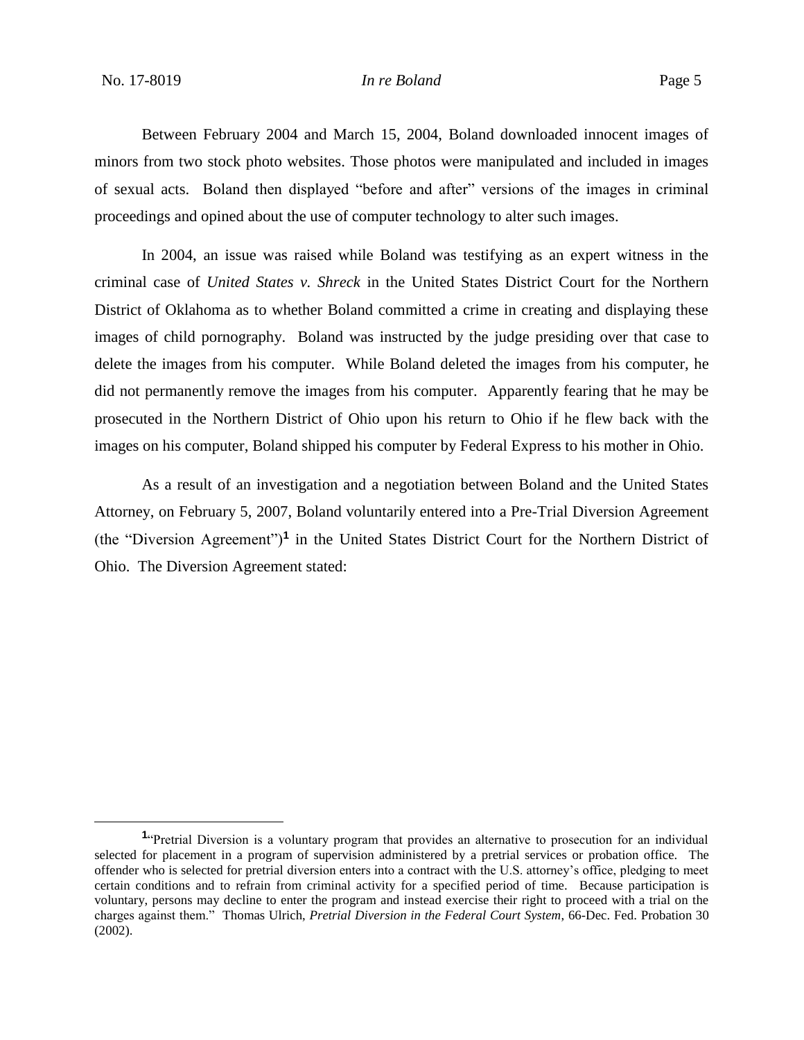Between February 2004 and March 15, 2004, Boland downloaded innocent images of minors from two stock photo websites. Those photos were manipulated and included in images of sexual acts. Boland then displayed "before and after" versions of the images in criminal proceedings and opined about the use of computer technology to alter such images.

In 2004, an issue was raised while Boland was testifying as an expert witness in the criminal case of *United States v. Shreck* in the United States District Court for the Northern District of Oklahoma as to whether Boland committed a crime in creating and displaying these images of child pornography. Boland was instructed by the judge presiding over that case to delete the images from his computer. While Boland deleted the images from his computer, he did not permanently remove the images from his computer. Apparently fearing that he may be prosecuted in the Northern District of Ohio upon his return to Ohio if he flew back with the images on his computer, Boland shipped his computer by Federal Express to his mother in Ohio.

As a result of an investigation and a negotiation between Boland and the United States Attorney, on February 5, 2007, Boland voluntarily entered into a Pre-Trial Diversion Agreement (the "Diversion Agreement")[1] in the United States District Court for the Northern District of Ohio. The Diversion Agreement stated:

---

[1] "Pretrial Diversion is a voluntary program that provides an alternative to prosecution for an individual selected for placement in a program of supervision administered by a pretrial services or probation office. The offender who is selected for pretrial diversion enters into a contract with the U.S. attorney's office, pledging to meet certain conditions and to refrain from criminal activity for a specified period of time. Because participation is voluntary, persons may decline to enter the program and instead exercise their right to proceed with a trial on the charges against them." Thomas Ulrich, *Pretrial Diversion in the Federal Court System*, 66-Dec. Fed. Probation 30 (2002).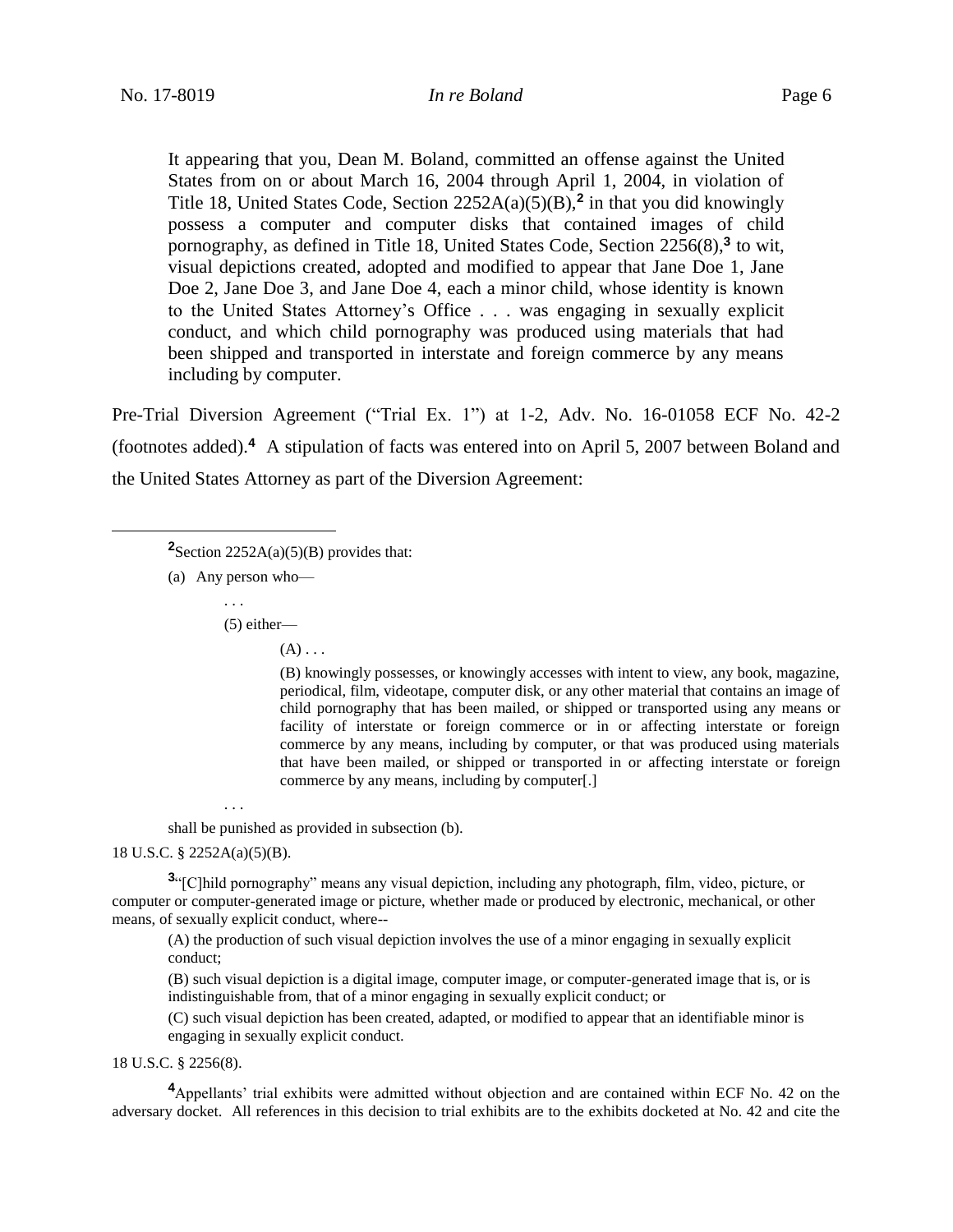> It appearing that you, Dean M. Boland, committed an offense against the United States from on or about March 16, 2004 through April 1, 2004, in violation of Title 18, United States Code, Section 2252A(a)(5)(B),[2] in that you did knowingly possess a computer and computer disks that contained images of child pornography, as defined in Title 18, United States Code, Section 2256(8),[3] to wit, visual depictions created, adopted and modified to appear that Jane Doe 1, Jane Doe 2, Jane Doe 3, and Jane Doe 4, each a minor child, whose identity is known to the United States Attorney's Office . . . was engaging in sexually explicit conduct, and which child pornography was produced using materials that had been shipped and transported in interstate and foreign commerce by any means including by computer.

Pre-Trial Diversion Agreement ("Trial Ex. 1") at 1-2, Adv. No. 16-01058 ECF No. 42-2 (footnotes added).[4] A stipulation of facts was entered into on April 5, 2007 between Boland and the United States Attorney as part of the Diversion Agreement:

---

[2]Section 2252A(a)(5)(B) provides that:

(a) Any person who—

> . . .
>
> (5) either—
>
> > (A) . . .
> >
> > (B) knowingly possesses, or knowingly accesses with intent to view, any book, magazine, periodical, film, videotape, computer disk, or any other material that contains an image of child pornography that has been mailed, or shipped or transported using any means or facility of interstate or foreign commerce or in or affecting interstate or foreign commerce by any means, including by computer, or that was produced using materials that have been mailed, or shipped or transported in or affecting interstate or foreign commerce by any means, including by computer[.]
>
> . . .

shall be punished as provided in subsection (b).

18 U.S.C. § 2252A(a)(5)(B).

[3]"[C]hild pornography" means any visual depiction, including any photograph, film, video, picture, or computer or computer-generated image or picture, whether made or produced by electronic, mechanical, or other means, of sexually explicit conduct, where--

> (A) the production of such visual depiction involves the use of a minor engaging in sexually explicit conduct;
>
> (B) such visual depiction is a digital image, computer image, or computer-generated image that is, or is indistinguishable from, that of a minor engaging in sexually explicit conduct; or
>
> (C) such visual depiction has been created, adapted, or modified to appear that an identifiable minor is engaging in sexually explicit conduct.

18 U.S.C. § 2256(8).

[4]Appellants' trial exhibits were admitted without objection and are contained within ECF No. 42 on the adversary docket. All references in this decision to trial exhibits are to the exhibits docketed at No. 42 and cite the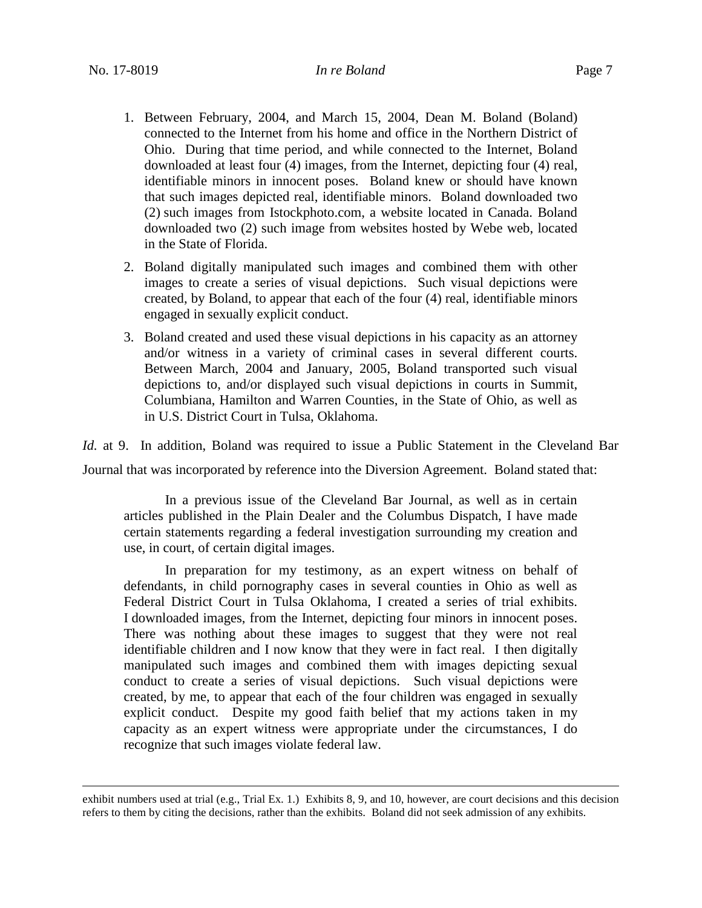1. Between February, 2004, and March 15, 2004, Dean M. Boland (Boland) connected to the Internet from his home and office in the Northern District of Ohio. During that time period, and while connected to the Internet, Boland downloaded at least four (4) images, from the Internet, depicting four (4) real, identifiable minors in innocent poses. Boland knew or should have known that such images depicted real, identifiable minors. Boland downloaded two (2) such images from Istockphoto.com, a website located in Canada. Boland downloaded two (2) such image from websites hosted by Webe web, located in the State of Florida.
2. Boland digitally manipulated such images and combined them with other images to create a series of visual depictions. Such visual depictions were created, by Boland, to appear that each of the four (4) real, identifiable minors engaged in sexually explicit conduct.
3. Boland created and used these visual depictions in his capacity as an attorney and/or witness in a variety of criminal cases in several different courts. Between March, 2004 and January, 2005, Boland transported such visual depictions to, and/or displayed such visual depictions in courts in Summit, Columbiana, Hamilton and Warren Counties, in the State of Ohio, as well as in U.S. District Court in Tulsa, Oklahoma.

*Id.* at 9. In addition, Boland was required to issue a Public Statement in the Cleveland Bar Journal that was incorporated by reference into the Diversion Agreement. Boland stated that:

> In a previous issue of the Cleveland Bar Journal, as well as in certain articles published in the Plain Dealer and the Columbus Dispatch, I have made certain statements regarding a federal investigation surrounding my creation and use, in court, of certain digital images.
>
> In preparation for my testimony, as an expert witness on behalf of defendants, in child pornography cases in several counties in Ohio as well as Federal District Court in Tulsa Oklahoma, I created a series of trial exhibits. I downloaded images, from the Internet, depicting four minors in innocent poses. There was nothing about these images to suggest that they were not real identifiable children and I now know that they were in fact real. I then digitally manipulated such images and combined them with images depicting sexual conduct to create a series of visual depictions. Such visual depictions were created, by me, to appear that each of the four children was engaged in sexually explicit conduct. Despite my good faith belief that my actions taken in my capacity as an expert witness were appropriate under the circumstances, I do recognize that such images violate federal law.

---

exhibit numbers used at trial (e.g., Trial Ex. 1.) Exhibits 8, 9, and 10, however, are court decisions and this decision refers to them by citing the decisions, rather than the exhibits. Boland did not seek admission of any exhibits.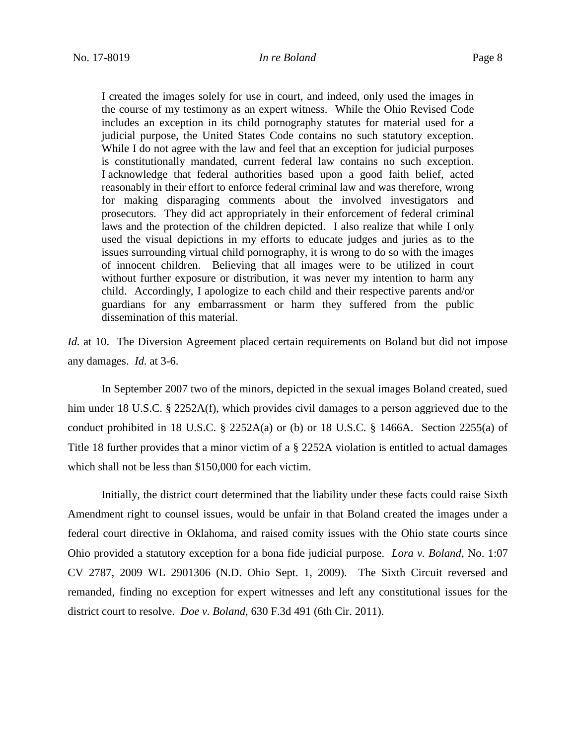> I created the images solely for use in court, and indeed, only used the images in the course of my testimony as an expert witness. While the Ohio Revised Code includes an exception in its child pornography statutes for material used for a judicial purpose, the United States Code contains no such statutory exception. While I do not agree with the law and feel that an exception for judicial purposes is constitutionally mandated, current federal law contains no such exception. I acknowledge that federal authorities based upon a good faith belief, acted reasonably in their effort to enforce federal criminal law and was therefore, wrong for making disparaging comments about the involved investigators and prosecutors. They did act appropriately in their enforcement of federal criminal laws and the protection of the children depicted. I also realize that while I only used the visual depictions in my efforts to educate judges and juries as to the issues surrounding virtual child pornography, it is wrong to do so with the images of innocent children. Believing that all images were to be utilized in court without further exposure or distribution, it was never my intention to harm any child. Accordingly, I apologize to each child and their respective parents and/or guardians for any embarrassment or harm they suffered from the public dissemination of this material.

*Id.* at 10. The Diversion Agreement placed certain requirements on Boland but did not impose any damages. *Id.* at 3-6.

In September 2007 two of the minors, depicted in the sexual images Boland created, sued him under 18 U.S.C. § 2252A(f), which provides civil damages to a person aggrieved due to the conduct prohibited in 18 U.S.C. § 2252A(a) or (b) or 18 U.S.C. § 1466A. Section 2255(a) of Title 18 further provides that a minor victim of a § 2252A violation is entitled to actual damages which shall not be less than $150,000 for each victim.

Initially, the district court determined that the liability under these facts could raise Sixth Amendment right to counsel issues, would be unfair in that Boland created the images under a federal court directive in Oklahoma, and raised comity issues with the Ohio state courts since Ohio provided a statutory exception for a bona fide judicial purpose. *Lora v. Boland*, No. 1:07 CV 2787, 2009 WL 2901306 (N.D. Ohio Sept. 1, 2009). The Sixth Circuit reversed and remanded, finding no exception for expert witnesses and left any constitutional issues for the district court to resolve. *Doe v. Boland*, 630 F.3d 491 (6th Cir. 2011).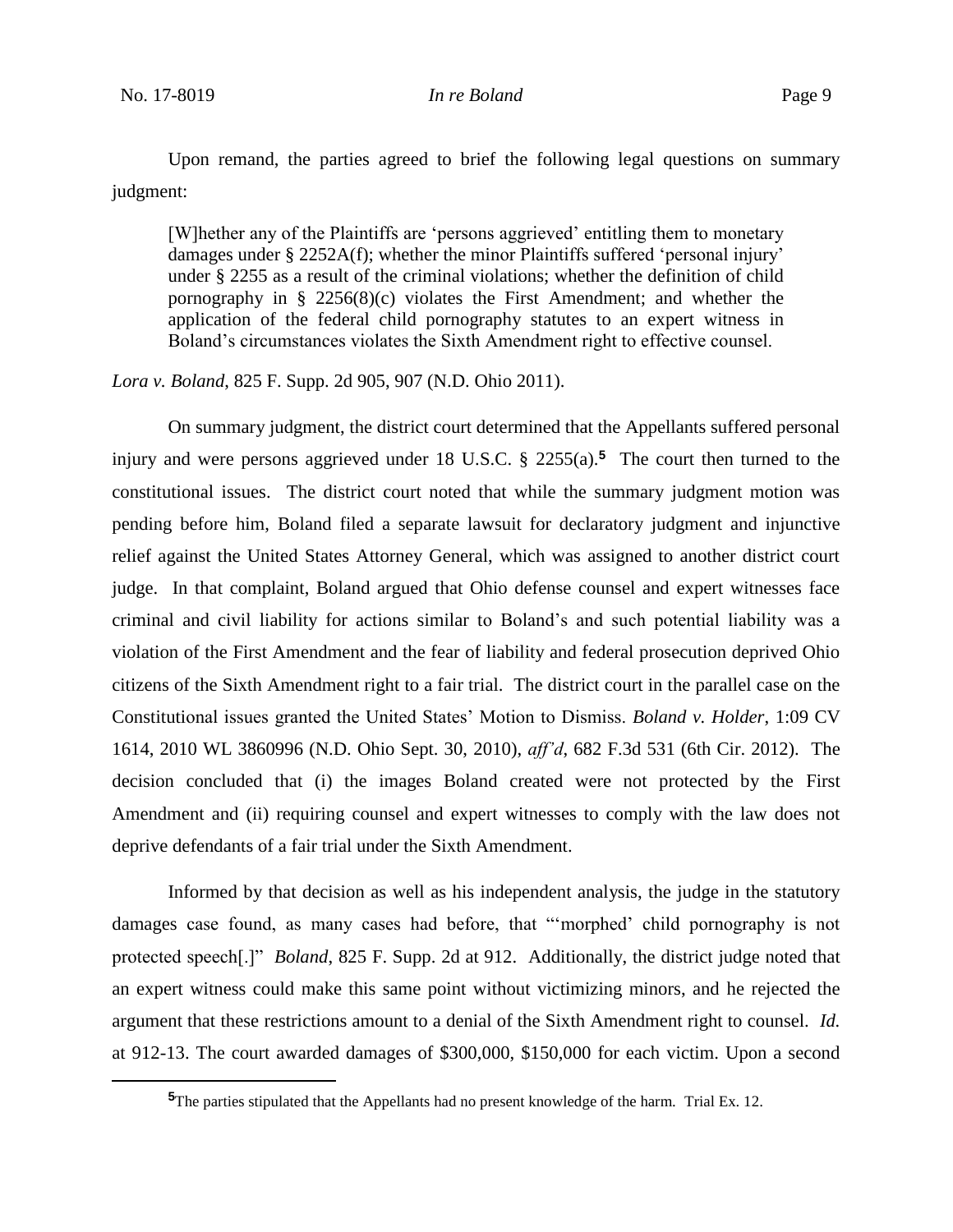Upon remand, the parties agreed to brief the following legal questions on summary judgment:

> [W]hether any of the Plaintiffs are 'persons aggrieved' entitling them to monetary damages under § 2252A(f); whether the minor Plaintiffs suffered 'personal injury' under § 2255 as a result of the criminal violations; whether the definition of child pornography in § 2256(8)(c) violates the First Amendment; and whether the application of the federal child pornography statutes to an expert witness in Boland's circumstances violates the Sixth Amendment right to effective counsel.

*Lora v. Boland*, 825 F. Supp. 2d 905, 907 (N.D. Ohio 2011).

On summary judgment, the district court determined that the Appellants suffered personal injury and were persons aggrieved under 18 U.S.C. § 2255(a).[5] The court then turned to the constitutional issues. The district court noted that while the summary judgment motion was pending before him, Boland filed a separate lawsuit for declaratory judgment and injunctive relief against the United States Attorney General, which was assigned to another district court judge. In that complaint, Boland argued that Ohio defense counsel and expert witnesses face criminal and civil liability for actions similar to Boland's and such potential liability was a violation of the First Amendment and the fear of liability and federal prosecution deprived Ohio citizens of the Sixth Amendment right to a fair trial. The district court in the parallel case on the Constitutional issues granted the United States' Motion to Dismiss. *Boland v. Holder*, 1:09 CV 1614, 2010 WL 3860996 (N.D. Ohio Sept. 30, 2010), *aff'd*, 682 F.3d 531 (6th Cir. 2012). The decision concluded that (i) the images Boland created were not protected by the First Amendment and (ii) requiring counsel and expert witnesses to comply with the law does not deprive defendants of a fair trial under the Sixth Amendment.

Informed by that decision as well as his independent analysis, the judge in the statutory damages case found, as many cases had before, that "'morphed' child pornography is not protected speech[.]" *Boland*, 825 F. Supp. 2d at 912. Additionally, the district judge noted that an expert witness could make this same point without victimizing minors, and he rejected the argument that these restrictions amount to a denial of the Sixth Amendment right to counsel. *Id.* at 912-13. The court awarded damages of $300,000, $150,000 for each victim. Upon a second

[5] The parties stipulated that the Appellants had no present knowledge of the harm. Trial Ex. 12.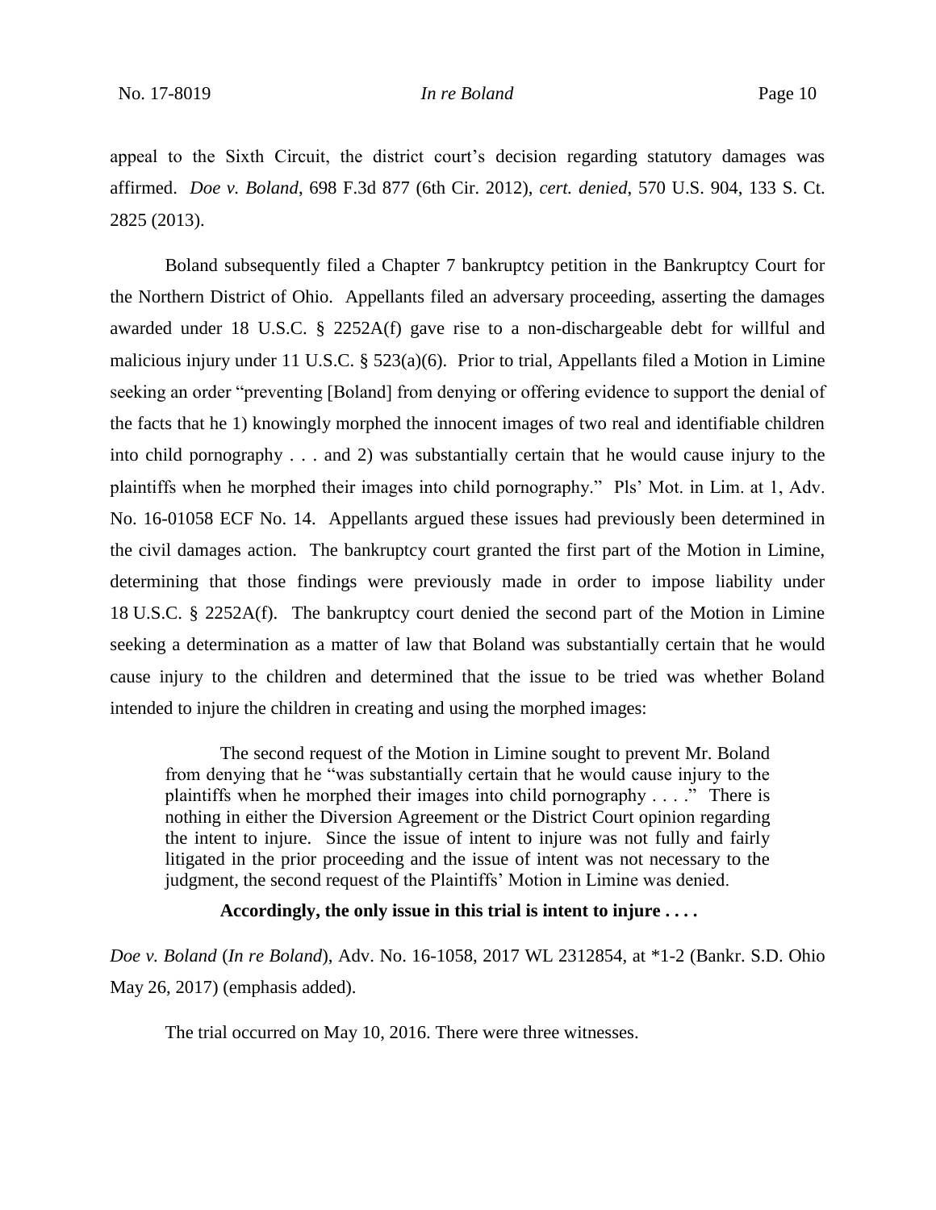appeal to the Sixth Circuit, the district court's decision regarding statutory damages was affirmed. *Doe v. Boland*, 698 F.3d 877 (6th Cir. 2012), *cert. denied*, 570 U.S. 904, 133 S. Ct. 2825 (2013).

Boland subsequently filed a Chapter 7 bankruptcy petition in the Bankruptcy Court for the Northern District of Ohio. Appellants filed an adversary proceeding, asserting the damages awarded under 18 U.S.C. § 2252A(f) gave rise to a non-dischargeable debt for willful and malicious injury under 11 U.S.C. § 523(a)(6). Prior to trial, Appellants filed a Motion in Limine seeking an order "preventing [Boland] from denying or offering evidence to support the denial of the facts that he 1) knowingly morphed the innocent images of two real and identifiable children into child pornography . . . and 2) was substantially certain that he would cause injury to the plaintiffs when he morphed their images into child pornography." Pls' Mot. in Lim. at 1, Adv. No. 16-01058 ECF No. 14. Appellants argued these issues had previously been determined in the civil damages action. The bankruptcy court granted the first part of the Motion in Limine, determining that those findings were previously made in order to impose liability under 18 U.S.C. § 2252A(f). The bankruptcy court denied the second part of the Motion in Limine seeking a determination as a matter of law that Boland was substantially certain that he would cause injury to the children and determined that the issue to be tried was whether Boland intended to injure the children in creating and using the morphed images:

> The second request of the Motion in Limine sought to prevent Mr. Boland from denying that he "was substantially certain that he would cause injury to the plaintiffs when he morphed their images into child pornography . . . ." There is nothing in either the Diversion Agreement or the District Court opinion regarding the intent to injure. Since the issue of intent to injure was not fully and fairly litigated in the prior proceeding and the issue of intent was not necessary to the judgment, the second request of the Plaintiffs' Motion in Limine was denied.
>
> **Accordingly, the only issue in this trial is intent to injure . . . .**

*Doe v. Boland* (*In re Boland*), Adv. No. 16-1058, 2017 WL 2312854, at *1-2 (Bankr. S.D. Ohio May 26, 2017) (emphasis added).

The trial occurred on May 10, 2016. There were three witnesses.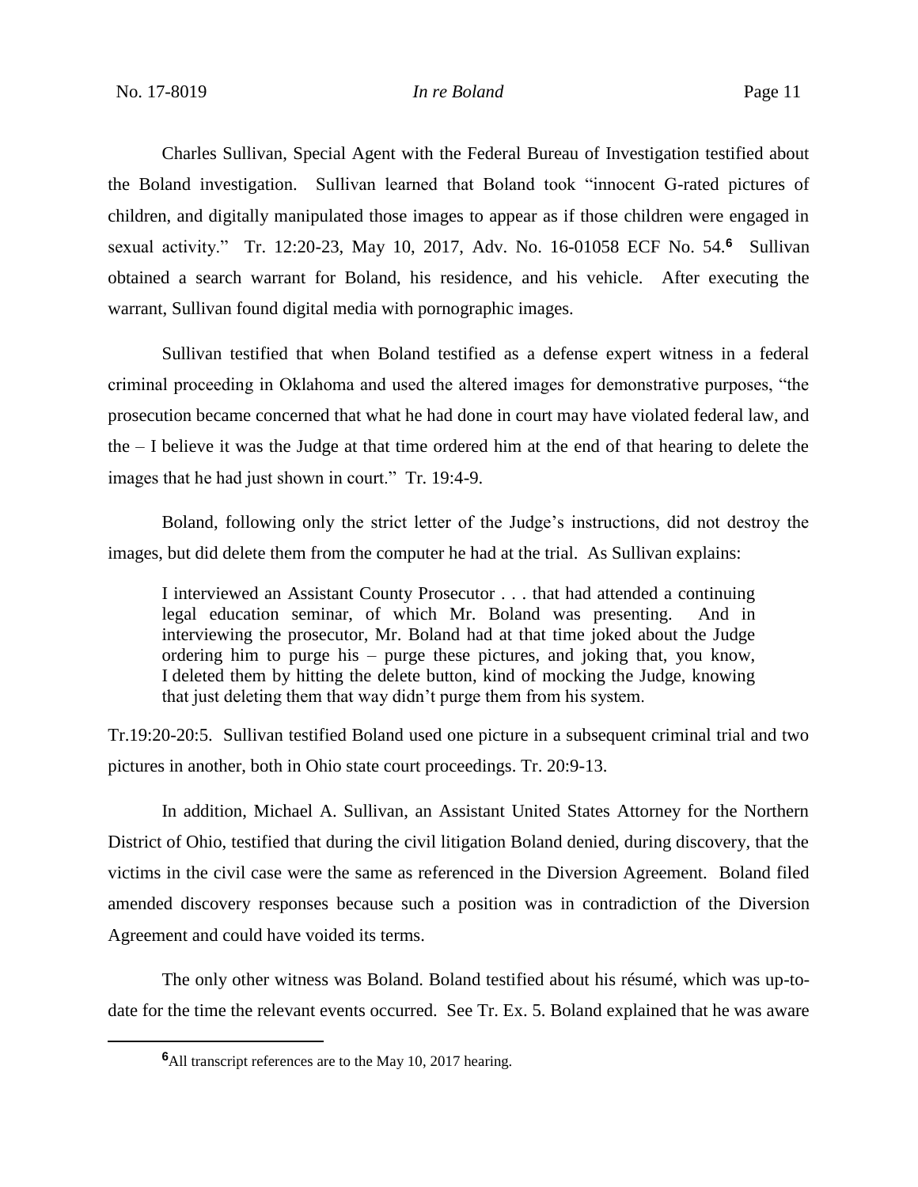Charles Sullivan, Special Agent with the Federal Bureau of Investigation testified about the Boland investigation. Sullivan learned that Boland took "innocent G-rated pictures of children, and digitally manipulated those images to appear as if those children were engaged in sexual activity." Tr. 12:20-23, May 10, 2017, Adv. No. 16-01058 ECF No. 54.[6] Sullivan obtained a search warrant for Boland, his residence, and his vehicle. After executing the warrant, Sullivan found digital media with pornographic images.

Sullivan testified that when Boland testified as a defense expert witness in a federal criminal proceeding in Oklahoma and used the altered images for demonstrative purposes, "the prosecution became concerned that what he had done in court may have violated federal law, and the – I believe it was the Judge at that time ordered him at the end of that hearing to delete the images that he had just shown in court." Tr. 19:4-9.

Boland, following only the strict letter of the Judge's instructions, did not destroy the images, but did delete them from the computer he had at the trial. As Sullivan explains:

> I interviewed an Assistant County Prosecutor . . . that had attended a continuing legal education seminar, of which Mr. Boland was presenting. And in interviewing the prosecutor, Mr. Boland had at that time joked about the Judge ordering him to purge his – purge these pictures, and joking that, you know, I deleted them by hitting the delete button, kind of mocking the Judge, knowing that just deleting them that way didn't purge them from his system.

Tr.19:20-20:5. Sullivan testified Boland used one picture in a subsequent criminal trial and two pictures in another, both in Ohio state court proceedings. Tr. 20:9-13.

In addition, Michael A. Sullivan, an Assistant United States Attorney for the Northern District of Ohio, testified that during the civil litigation Boland denied, during discovery, that the victims in the civil case were the same as referenced in the Diversion Agreement. Boland filed amended discovery responses because such a position was in contradiction of the Diversion Agreement and could have voided its terms.

The only other witness was Boland. Boland testified about his résumé, which was up-to-date for the time the relevant events occurred. See Tr. Ex. 5. Boland explained that he was aware

[6] All transcript references are to the May 10, 2017 hearing.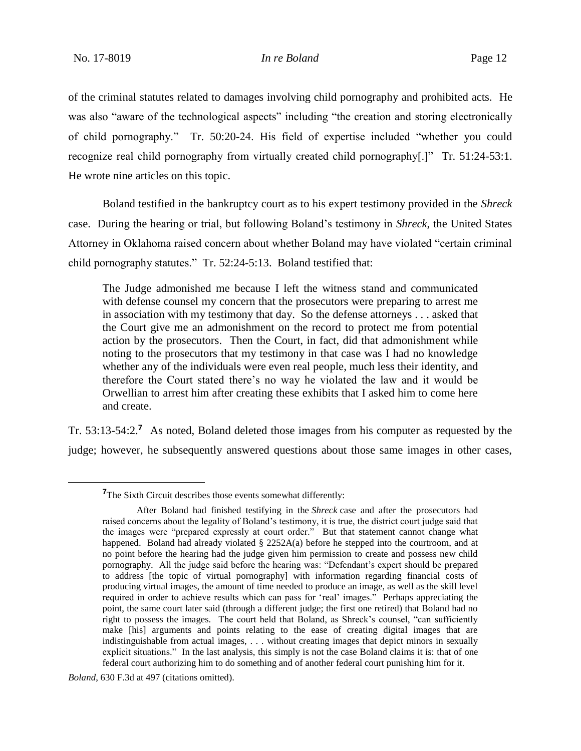of the criminal statutes related to damages involving child pornography and prohibited acts. He was also "aware of the technological aspects" including "the creation and storing electronically of child pornography." Tr. 50:20-24. His field of expertise included "whether you could recognize real child pornography from virtually created child pornography[.]" Tr. 51:24-53:1. He wrote nine articles on this topic.

Boland testified in the bankruptcy court as to his expert testimony provided in the *Shreck* case. During the hearing or trial, but following Boland's testimony in *Shreck*, the United States Attorney in Oklahoma raised concern about whether Boland may have violated "certain criminal child pornography statutes." Tr. 52:24-5:13. Boland testified that:

> The Judge admonished me because I left the witness stand and communicated with defense counsel my concern that the prosecutors were preparing to arrest me in association with my testimony that day. So the defense attorneys . . . asked that the Court give me an admonishment on the record to protect me from potential action by the prosecutors. Then the Court, in fact, did that admonishment while noting to the prosecutors that my testimony in that case was I had no knowledge whether any of the individuals were even real people, much less their identity, and therefore the Court stated there's no way he violated the law and it would be Orwellian to arrest him after creating these exhibits that I asked him to come here and create.

Tr. 53:13-54:2.[7] As noted, Boland deleted those images from his computer as requested by the judge; however, he subsequently answered questions about those same images in other cases,

---

[7]The Sixth Circuit describes those events somewhat differently:

> After Boland had finished testifying in the *Shreck* case and after the prosecutors had raised concerns about the legality of Boland's testimony, it is true, the district court judge said that the images were "prepared expressly at court order." But that statement cannot change what happened. Boland had already violated § 2252A(a) before he stepped into the courtroom, and at no point before the hearing had the judge given him permission to create and possess new child pornography. All the judge said before the hearing was: "Defendant's expert should be prepared to address [the topic of virtual pornography] with information regarding financial costs of producing virtual images, the amount of time needed to produce an image, as well as the skill level required in order to achieve results which can pass for 'real' images." Perhaps appreciating the point, the same court later said (through a different judge; the first one retired) that Boland had no right to possess the images. The court held that Boland, as Shreck's counsel, "can sufficiently make [his] arguments and points relating to the ease of creating digital images that are indistinguishable from actual images, . . . without creating images that depict minors in sexually explicit situations." In the last analysis, this simply is not the case Boland claims it is: that of one federal court authorizing him to do something and of another federal court punishing him for it.

*Boland*, 630 F.3d at 497 (citations omitted).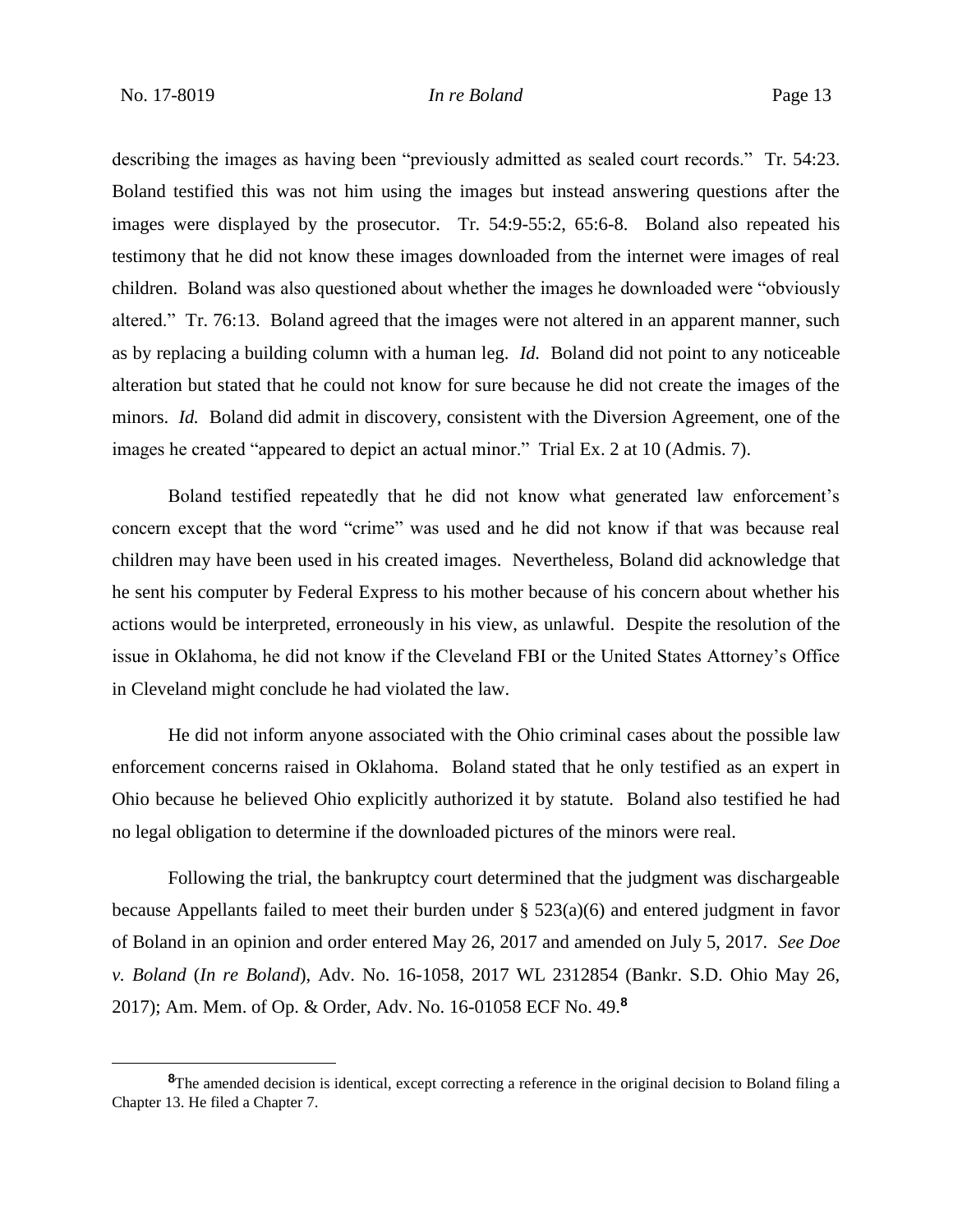describing the images as having been "previously admitted as sealed court records." Tr. 54:23. Boland testified this was not him using the images but instead answering questions after the images were displayed by the prosecutor. Tr. 54:9-55:2, 65:6-8. Boland also repeated his testimony that he did not know these images downloaded from the internet were images of real children. Boland was also questioned about whether the images he downloaded were "obviously altered." Tr. 76:13. Boland agreed that the images were not altered in an apparent manner, such as by replacing a building column with a human leg. *Id.* Boland did not point to any noticeable alteration but stated that he could not know for sure because he did not create the images of the minors. *Id.* Boland did admit in discovery, consistent with the Diversion Agreement, one of the images he created "appeared to depict an actual minor." Trial Ex. 2 at 10 (Admis. 7).

Boland testified repeatedly that he did not know what generated law enforcement's concern except that the word "crime" was used and he did not know if that was because real children may have been used in his created images. Nevertheless, Boland did acknowledge that he sent his computer by Federal Express to his mother because of his concern about whether his actions would be interpreted, erroneously in his view, as unlawful. Despite the resolution of the issue in Oklahoma, he did not know if the Cleveland FBI or the United States Attorney's Office in Cleveland might conclude he had violated the law.

He did not inform anyone associated with the Ohio criminal cases about the possible law enforcement concerns raised in Oklahoma. Boland stated that he only testified as an expert in Ohio because he believed Ohio explicitly authorized it by statute. Boland also testified he had no legal obligation to determine if the downloaded pictures of the minors were real.

Following the trial, the bankruptcy court determined that the judgment was dischargeable because Appellants failed to meet their burden under § 523(a)(6) and entered judgment in favor of Boland in an opinion and order entered May 26, 2017 and amended on July 5, 2017. *See Doe v. Boland* (*In re Boland*), Adv. No. 16-1058, 2017 WL 2312854 (Bankr. S.D. Ohio May 26, 2017); Am. Mem. of Op. & Order, Adv. No. 16-01058 ECF No. 49.[8]

---

[8]The amended decision is identical, except correcting a reference in the original decision to Boland filing a Chapter 13. He filed a Chapter 7.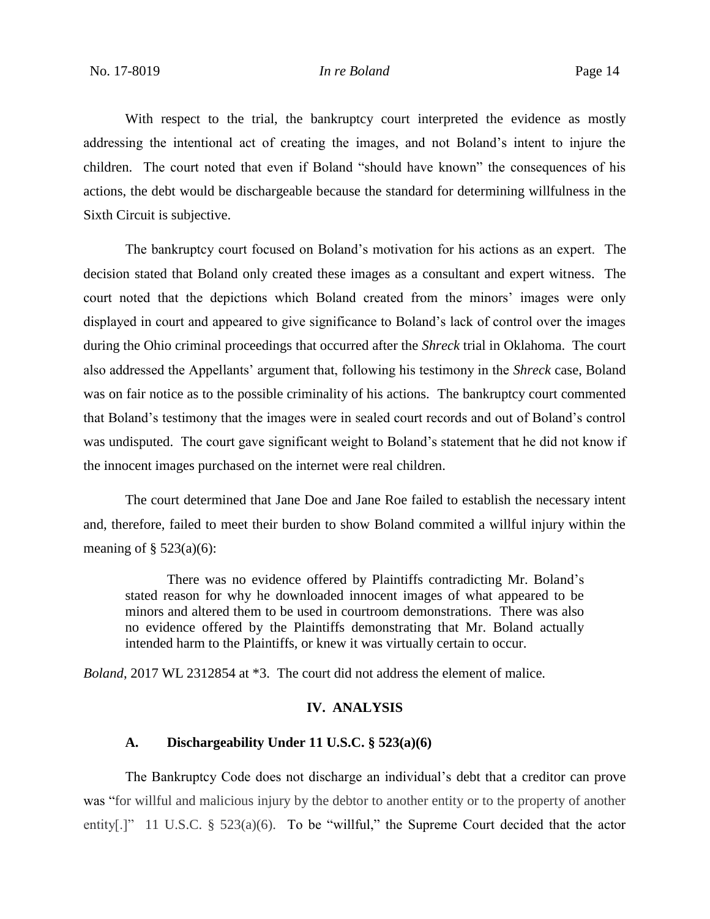With respect to the trial, the bankruptcy court interpreted the evidence as mostly addressing the intentional act of creating the images, and not Boland's intent to injure the children. The court noted that even if Boland "should have known" the consequences of his actions, the debt would be dischargeable because the standard for determining willfulness in the Sixth Circuit is subjective.

The bankruptcy court focused on Boland's motivation for his actions as an expert. The decision stated that Boland only created these images as a consultant and expert witness. The court noted that the depictions which Boland created from the minors' images were only displayed in court and appeared to give significance to Boland's lack of control over the images during the Ohio criminal proceedings that occurred after the *Shreck* trial in Oklahoma. The court also addressed the Appellants' argument that, following his testimony in the *Shreck* case, Boland was on fair notice as to the possible criminality of his actions. The bankruptcy court commented that Boland's testimony that the images were in sealed court records and out of Boland's control was undisputed. The court gave significant weight to Boland's statement that he did not know if the innocent images purchased on the internet were real children.

The court determined that Jane Doe and Jane Roe failed to establish the necessary intent and, therefore, failed to meet their burden to show Boland commited a willful injury within the meaning of § 523(a)(6):

> There was no evidence offered by Plaintiffs contradicting Mr. Boland's stated reason for why he downloaded innocent images of what appeared to be minors and altered them to be used in courtroom demonstrations. There was also no evidence offered by the Plaintiffs demonstrating that Mr. Boland actually intended harm to the Plaintiffs, or knew it was virtually certain to occur.

*Boland*, 2017 WL 2312854 at *3. The court did not address the element of malice.

## IV. ANALYSIS

### A. Dischargeability Under 11 U.S.C. § 523(a)(6)

The Bankruptcy Code does not discharge an individual's debt that a creditor can prove was "for willful and malicious injury by the debtor to another entity or to the property of another entity[.]" 11 U.S.C. § 523(a)(6). To be "willful," the Supreme Court decided that the actor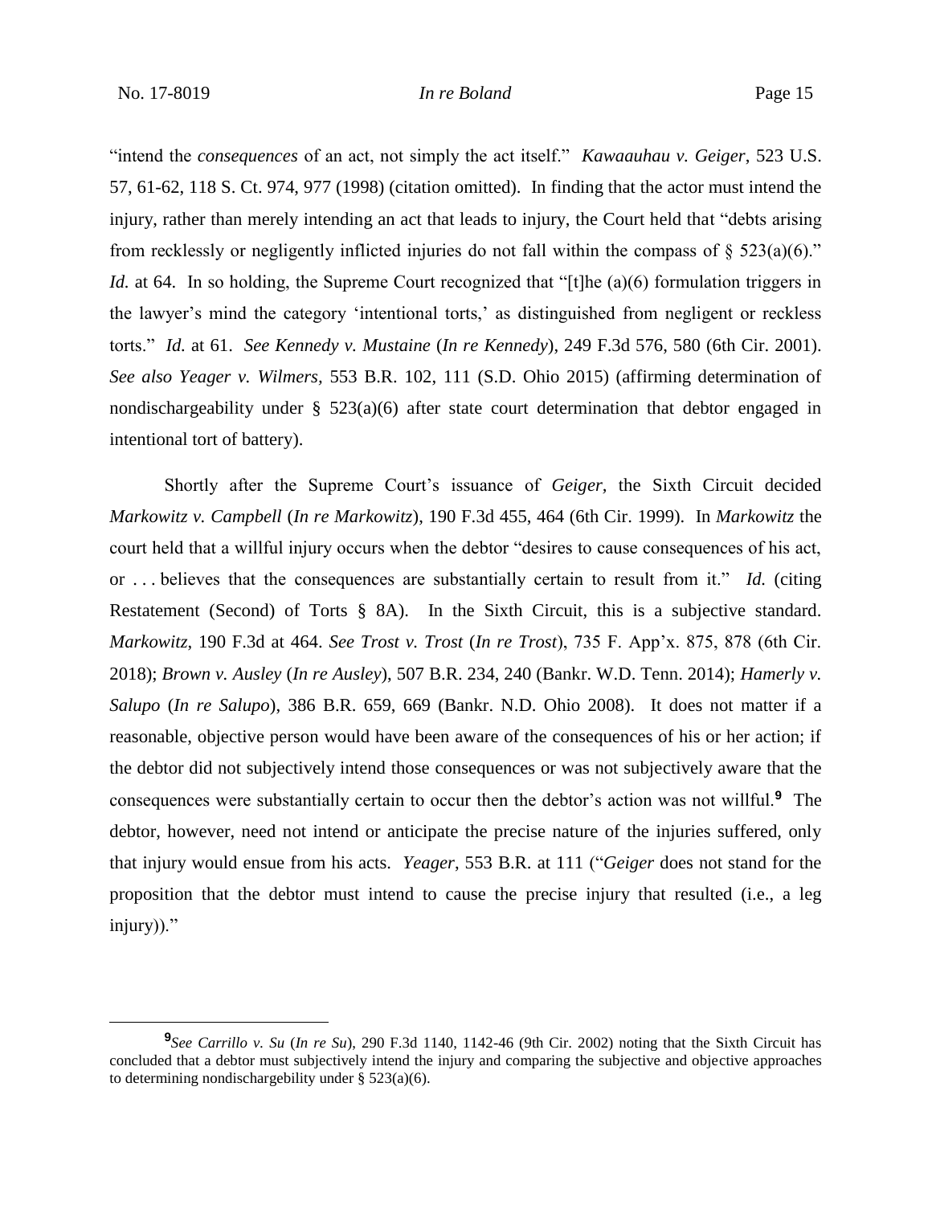"intend the *consequences* of an act, not simply the act itself." *Kawaauhau v. Geiger*, 523 U.S. 57, 61-62, 118 S. Ct. 974, 977 (1998) (citation omitted). In finding that the actor must intend the injury, rather than merely intending an act that leads to injury, the Court held that "debts arising from recklessly or negligently inflicted injuries do not fall within the compass of § 523(a)(6)." *Id.* at 64. In so holding, the Supreme Court recognized that "[t]he (a)(6) formulation triggers in the lawyer's mind the category 'intentional torts,' as distinguished from negligent or reckless torts." *Id.* at 61. *See Kennedy v. Mustaine* (*In re Kennedy*), 249 F.3d 576, 580 (6th Cir. 2001). *See also Yeager v. Wilmers*, 553 B.R. 102, 111 (S.D. Ohio 2015) (affirming determination of nondischargeability under § 523(a)(6) after state court determination that debtor engaged in intentional tort of battery).

Shortly after the Supreme Court's issuance of *Geiger*, the Sixth Circuit decided *Markowitz v. Campbell* (*In re Markowitz*), 190 F.3d 455, 464 (6th Cir. 1999). In *Markowitz* the court held that a willful injury occurs when the debtor "desires to cause consequences of his act, or . . . believes that the consequences are substantially certain to result from it." *Id.* (citing Restatement (Second) of Torts § 8A). In the Sixth Circuit, this is a subjective standard. *Markowitz*, 190 F.3d at 464. *See Trost v. Trost* (*In re Trost*), 735 F. App'x. 875, 878 (6th Cir. 2018); *Brown v. Ausley* (*In re Ausley*), 507 B.R. 234, 240 (Bankr. W.D. Tenn. 2014); *Hamerly v. Salupo* (*In re Salupo*), 386 B.R. 659, 669 (Bankr. N.D. Ohio 2008). It does not matter if a reasonable, objective person would have been aware of the consequences of his or her action; if the debtor did not subjectively intend those consequences or was not subjectively aware that the consequences were substantially certain to occur then the debtor's action was not willful.[9] The debtor, however, need not intend or anticipate the precise nature of the injuries suffered, only that injury would ensue from his acts. *Yeager*, 553 B.R. at 111 ("*Geiger* does not stand for the proposition that the debtor must intend to cause the precise injury that resulted (i.e., a leg injury))."

---

[9] *See Carrillo v. Su* (*In re Su*), 290 F.3d 1140, 1142-46 (9th Cir. 2002) noting that the Sixth Circuit has concluded that a debtor must subjectively intend the injury and comparing the subjective and objective approaches to determining nondischargebility under § 523(a)(6).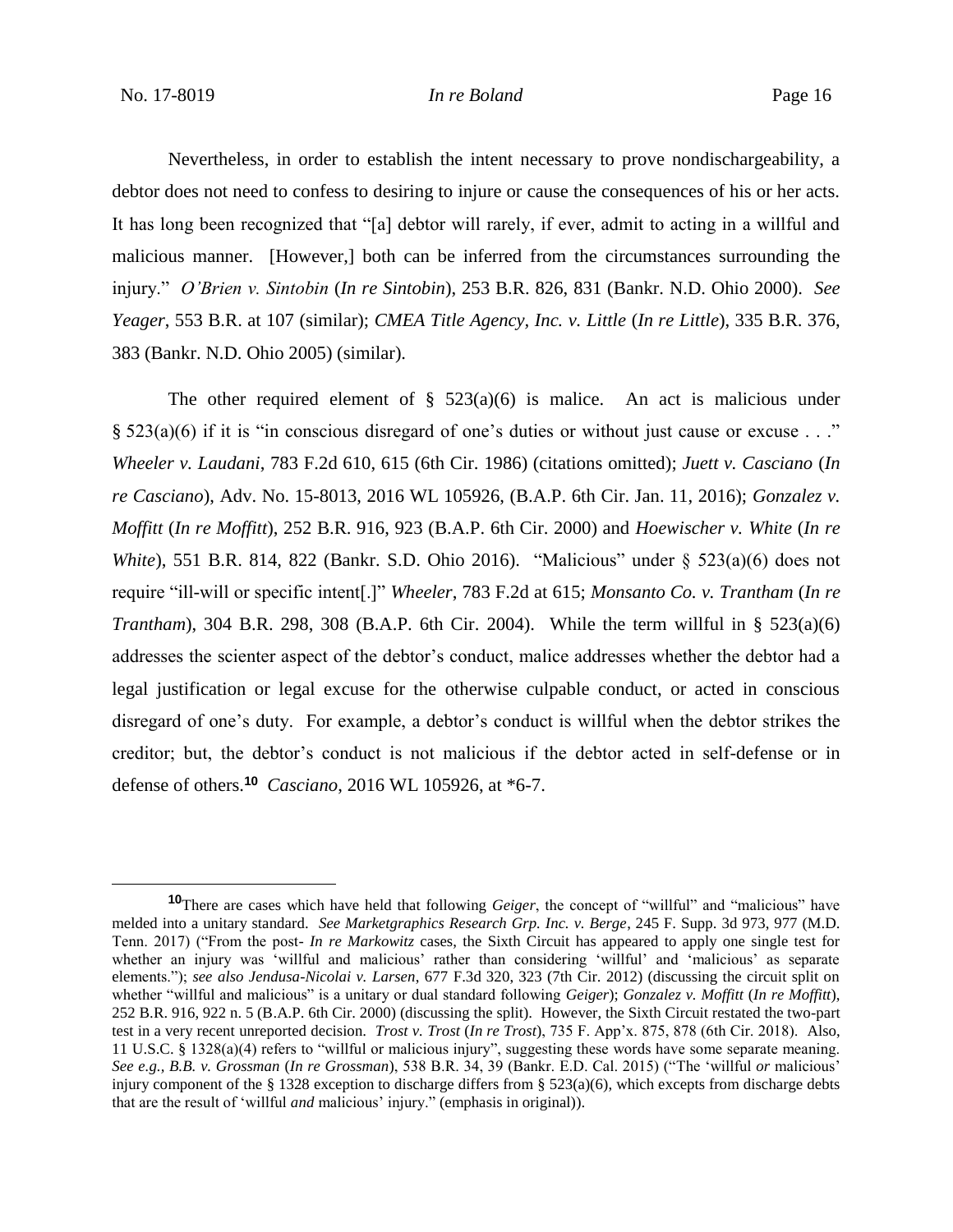Nevertheless, in order to establish the intent necessary to prove nondischargeability, a debtor does not need to confess to desiring to injure or cause the consequences of his or her acts. It has long been recognized that "[a] debtor will rarely, if ever, admit to acting in a willful and malicious manner. [However,] both can be inferred from the circumstances surrounding the injury." *O'Brien v. Sintobin* (*In re Sintobin*), 253 B.R. 826, 831 (Bankr. N.D. Ohio 2000). *See Yeager*, 553 B.R. at 107 (similar); *CMEA Title Agency, Inc. v. Little* (*In re Little*), 335 B.R. 376, 383 (Bankr. N.D. Ohio 2005) (similar).

The other required element of § 523(a)(6) is malice. An act is malicious under § 523(a)(6) if it is "in conscious disregard of one's duties or without just cause or excuse . . ." *Wheeler v. Laudani*, 783 F.2d 610, 615 (6th Cir. 1986) (citations omitted); *Juett v. Casciano* (*In re Casciano*), Adv. No. 15-8013, 2016 WL 105926, (B.A.P. 6th Cir. Jan. 11, 2016); *Gonzalez v. Moffitt* (*In re Moffitt*), 252 B.R. 916, 923 (B.A.P. 6th Cir. 2000) and *Hoewischer v. White* (*In re White*), 551 B.R. 814, 822 (Bankr. S.D. Ohio 2016). "Malicious" under § 523(a)(6) does not require "ill-will or specific intent[.]" *Wheeler*, 783 F.2d at 615; *Monsanto Co. v. Trantham* (*In re Trantham*), 304 B.R. 298, 308 (B.A.P. 6th Cir. 2004). While the term willful in § 523(a)(6) addresses the scienter aspect of the debtor's conduct, malice addresses whether the debtor had a legal justification or legal excuse for the otherwise culpable conduct, or acted in conscious disregard of one's duty. For example, a debtor's conduct is willful when the debtor strikes the creditor; but, the debtor's conduct is not malicious if the debtor acted in self-defense or in defense of others.[10] *Casciano*, 2016 WL 105926, at *6-7.

---

[10] There are cases which have held that following *Geiger*, the concept of "willful" and "malicious" have melded into a unitary standard. *See Marketgraphics Research Grp. Inc. v. Berge*, 245 F. Supp. 3d 973, 977 (M.D. Tenn. 2017) ("From the post- *In re Markowitz* cases, the Sixth Circuit has appeared to apply one single test for whether an injury was 'willful and malicious' rather than considering 'willful' and 'malicious' as separate elements."); *see also Jendusa-Nicolai v. Larsen*, 677 F.3d 320, 323 (7th Cir. 2012) (discussing the circuit split on whether "willful and malicious" is a unitary or dual standard following *Geiger*); *Gonzalez v. Moffitt* (*In re Moffitt*), 252 B.R. 916, 922 n. 5 (B.A.P. 6th Cir. 2000) (discussing the split). However, the Sixth Circuit restated the two-part test in a very recent unreported decision. *Trost v. Trost* (*In re Trost*), 735 F. App'x. 875, 878 (6th Cir. 2018). Also, 11 U.S.C. § 1328(a)(4) refers to "willful or malicious injury", suggesting these words have some separate meaning. *See e.g.*, *B.B. v. Grossman* (*In re Grossman*), 538 B.R. 34, 39 (Bankr. E.D. Cal. 2015) ("The 'willful *or* malicious' injury component of the § 1328 exception to discharge differs from § 523(a)(6), which excepts from discharge debts that are the result of 'willful *and* malicious' injury." (emphasis in original)).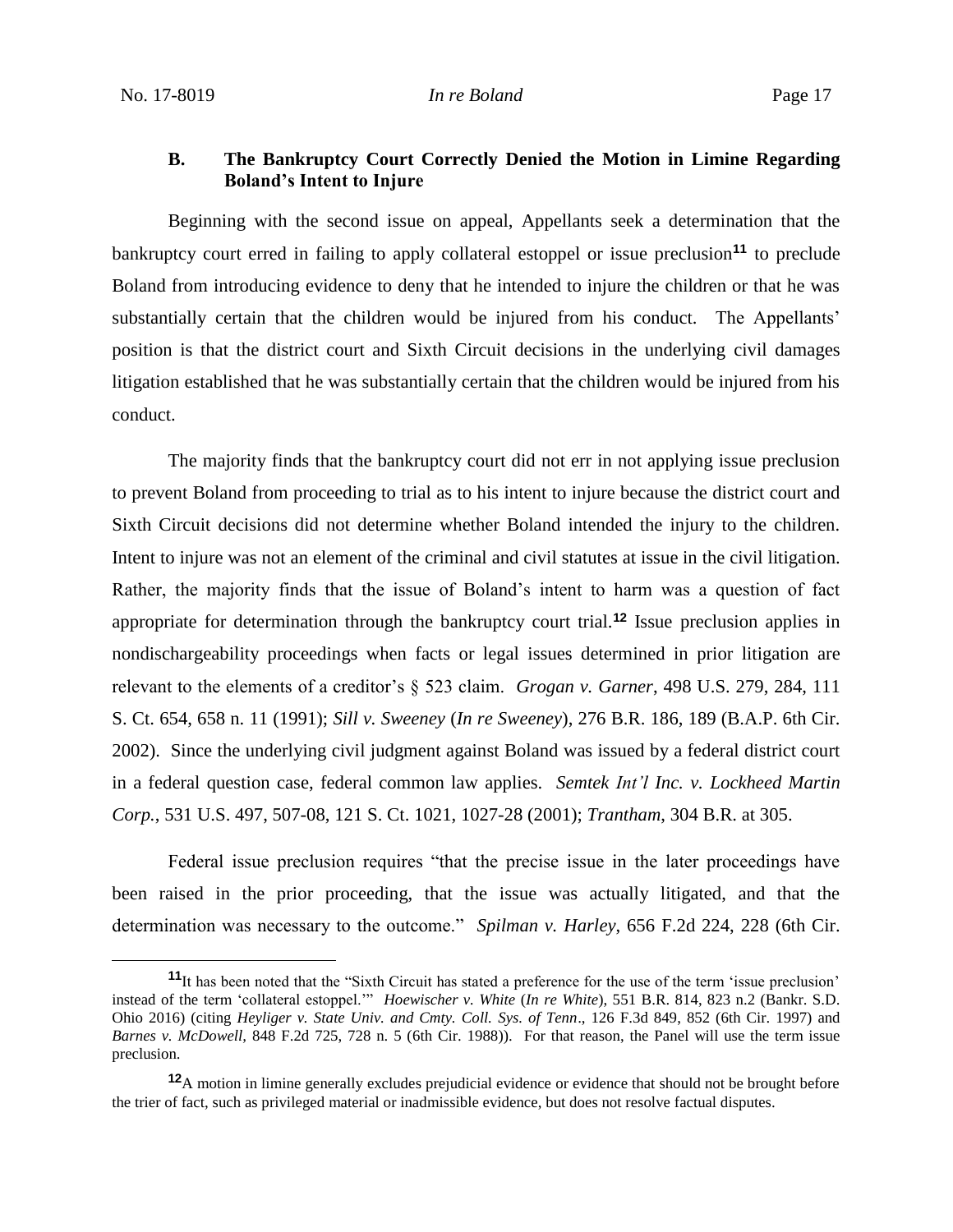### B. The Bankruptcy Court Correctly Denied the Motion in Limine Regarding Boland's Intent to Injure

Beginning with the second issue on appeal, Appellants seek a determination that the bankruptcy court erred in failing to apply collateral estoppel or issue preclusion[11] to preclude Boland from introducing evidence to deny that he intended to injure the children or that he was substantially certain that the children would be injured from his conduct. The Appellants' position is that the district court and Sixth Circuit decisions in the underlying civil damages litigation established that he was substantially certain that the children would be injured from his conduct.

The majority finds that the bankruptcy court did not err in not applying issue preclusion to prevent Boland from proceeding to trial as to his intent to injure because the district court and Sixth Circuit decisions did not determine whether Boland intended the injury to the children. Intent to injure was not an element of the criminal and civil statutes at issue in the civil litigation. Rather, the majority finds that the issue of Boland's intent to harm was a question of fact appropriate for determination through the bankruptcy court trial.[12] Issue preclusion applies in nondischargeability proceedings when facts or legal issues determined in prior litigation are relevant to the elements of a creditor's § 523 claim. *Grogan v. Garner*, 498 U.S. 279, 284, 111 S. Ct. 654, 658 n. 11 (1991); *Sill v. Sweeney* (*In re Sweeney*), 276 B.R. 186, 189 (B.A.P. 6th Cir. 2002). Since the underlying civil judgment against Boland was issued by a federal district court in a federal question case, federal common law applies. *Semtek Int'l Inc. v. Lockheed Martin Corp.*, 531 U.S. 497, 507-08, 121 S. Ct. 1021, 1027-28 (2001); *Trantham*, 304 B.R. at 305.

Federal issue preclusion requires "that the precise issue in the later proceedings have been raised in the prior proceeding, that the issue was actually litigated, and that the determination was necessary to the outcome." *Spilman v. Harley*, 656 F.2d 224, 228 (6th Cir.

---

[11] It has been noted that the "Sixth Circuit has stated a preference for the use of the term 'issue preclusion' instead of the term 'collateral estoppel.'" *Hoewischer v. White* (*In re White*), 551 B.R. 814, 823 n.2 (Bankr. S.D. Ohio 2016) (citing *Heyliger v. State Univ. and Cmty. Coll. Sys. of Tenn*., 126 F.3d 849, 852 (6th Cir. 1997) and *Barnes v. McDowell,* 848 F.2d 725, 728 n. 5 (6th Cir. 1988)). For that reason, the Panel will use the term issue preclusion.

[12] A motion in limine generally excludes prejudicial evidence or evidence that should not be brought before the trier of fact, such as privileged material or inadmissible evidence, but does not resolve factual disputes.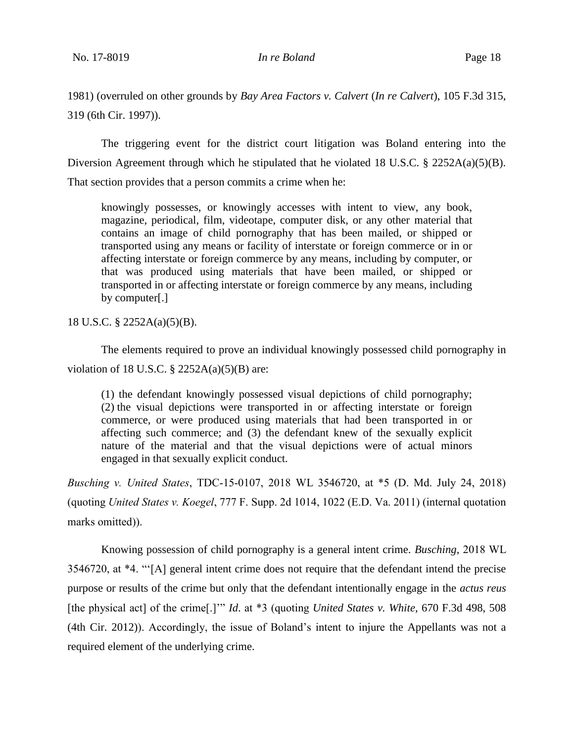1981) (overruled on other grounds by *Bay Area Factors v. Calvert* (*In re Calvert*), 105 F.3d 315, 319 (6th Cir. 1997)).

The triggering event for the district court litigation was Boland entering into the Diversion Agreement through which he stipulated that he violated 18 U.S.C. § 2252A(a)(5)(B). That section provides that a person commits a crime when he:

> knowingly possesses, or knowingly accesses with intent to view, any book, magazine, periodical, film, videotape, computer disk, or any other material that contains an image of child pornography that has been mailed, or shipped or transported using any means or facility of interstate or foreign commerce or in or affecting interstate or foreign commerce by any means, including by computer, or that was produced using materials that have been mailed, or shipped or transported in or affecting interstate or foreign commerce by any means, including by computer[.]

18 U.S.C. § 2252A(a)(5)(B).

The elements required to prove an individual knowingly possessed child pornography in violation of 18 U.S.C. § 2252A(a)(5)(B) are:

> (1) the defendant knowingly possessed visual depictions of child pornography; (2) the visual depictions were transported in or affecting interstate or foreign commerce, or were produced using materials that had been transported in or affecting such commerce; and (3) the defendant knew of the sexually explicit nature of the material and that the visual depictions were of actual minors engaged in that sexually explicit conduct.

*Busching v. United States*, TDC-15-0107, 2018 WL 3546720, at \*5 (D. Md. July 24, 2018) (quoting *United States v. Koegel*, 777 F. Supp. 2d 1014, 1022 (E.D. Va. 2011) (internal quotation marks omitted)).

Knowing possession of child pornography is a general intent crime. *Busching*, 2018 WL 3546720, at \*4. "'[A] general intent crime does not require that the defendant intend the precise purpose or results of the crime but only that the defendant intentionally engage in the *actus reus* [the physical act] of the crime[.]'" *Id.* at \*3 (quoting *United States v. White*, 670 F.3d 498, 508 (4th Cir. 2012)). Accordingly, the issue of Boland's intent to injure the Appellants was not a required element of the underlying crime.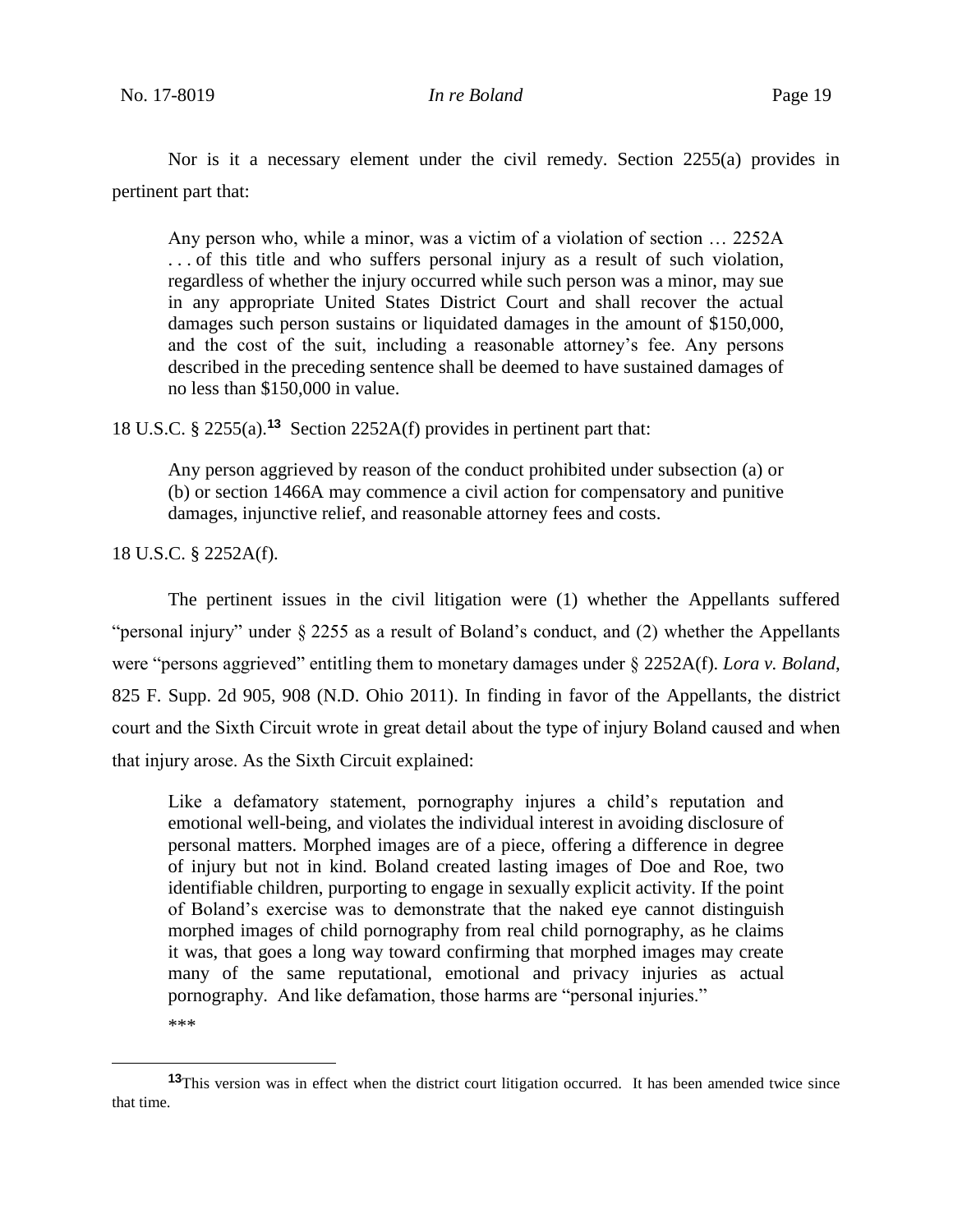Nor is it a necessary element under the civil remedy. Section 2255(a) provides in pertinent part that:

> Any person who, while a minor, was a victim of a violation of section … 2252A . . . of this title and who suffers personal injury as a result of such violation, regardless of whether the injury occurred while such person was a minor, may sue in any appropriate United States District Court and shall recover the actual damages such person sustains or liquidated damages in the amount of $150,000, and the cost of the suit, including a reasonable attorney's fee. Any persons described in the preceding sentence shall be deemed to have sustained damages of no less than $150,000 in value.

18 U.S.C. § 2255(a).[13] Section 2252A(f) provides in pertinent part that:

> Any person aggrieved by reason of the conduct prohibited under subsection (a) or (b) or section 1466A may commence a civil action for compensatory and punitive damages, injunctive relief, and reasonable attorney fees and costs.

18 U.S.C. § 2252A(f).

The pertinent issues in the civil litigation were (1) whether the Appellants suffered "personal injury" under § 2255 as a result of Boland's conduct, and (2) whether the Appellants were "persons aggrieved" entitling them to monetary damages under § 2252A(f). *Lora v. Boland*, 825 F. Supp. 2d 905, 908 (N.D. Ohio 2011). In finding in favor of the Appellants, the district court and the Sixth Circuit wrote in great detail about the type of injury Boland caused and when that injury arose. As the Sixth Circuit explained:

> Like a defamatory statement, pornography injures a child's reputation and emotional well-being, and violates the individual interest in avoiding disclosure of personal matters. Morphed images are of a piece, offering a difference in degree of injury but not in kind. Boland created lasting images of Doe and Roe, two identifiable children, purporting to engage in sexually explicit activity. If the point of Boland's exercise was to demonstrate that the naked eye cannot distinguish morphed images of child pornography from real child pornography, as he claims it was, that goes a long way toward confirming that morphed images may create many of the same reputational, emotional and privacy injuries as actual pornography. And like defamation, those harms are "personal injuries."
>
> ***

[13] This version was in effect when the district court litigation occurred. It has been amended twice since that time.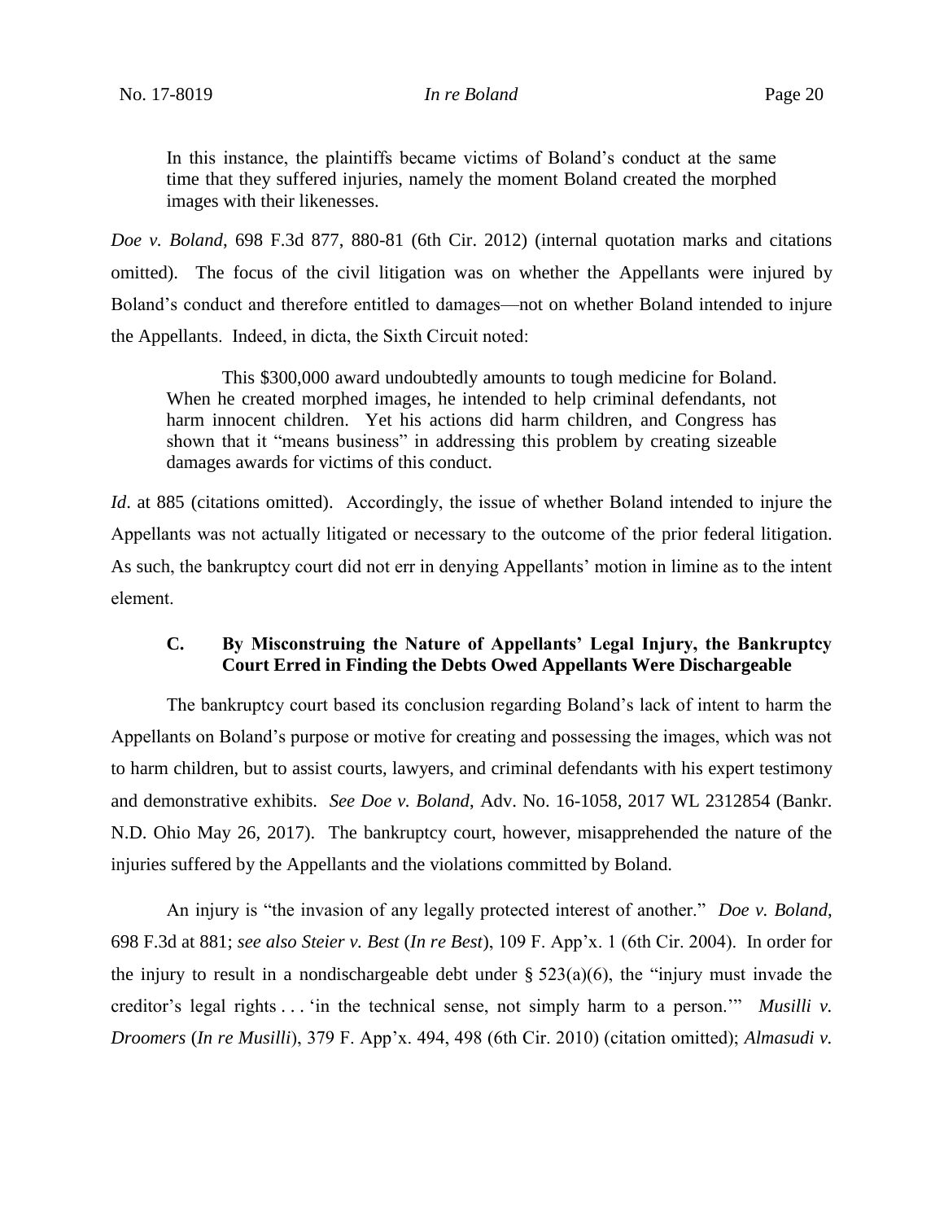> In this instance, the plaintiffs became victims of Boland's conduct at the same time that they suffered injuries, namely the moment Boland created the morphed images with their likenesses.

*Doe v. Boland*, 698 F.3d 877, 880-81 (6th Cir. 2012) (internal quotation marks and citations omitted). The focus of the civil litigation was on whether the Appellants were injured by Boland's conduct and therefore entitled to damages—not on whether Boland intended to injure the Appellants. Indeed, in dicta, the Sixth Circuit noted:

> This \$300,000 award undoubtedly amounts to tough medicine for Boland. When he created morphed images, he intended to help criminal defendants, not harm innocent children. Yet his actions did harm children, and Congress has shown that it "means business" in addressing this problem by creating sizeable damages awards for victims of this conduct.

*Id*. at 885 (citations omitted). Accordingly, the issue of whether Boland intended to injure the Appellants was not actually litigated or necessary to the outcome of the prior federal litigation. As such, the bankruptcy court did not err in denying Appellants' motion in limine as to the intent element.

### C. By Misconstruing the Nature of Appellants' Legal Injury, the Bankruptcy Court Erred in Finding the Debts Owed Appellants Were Dischargeable

The bankruptcy court based its conclusion regarding Boland's lack of intent to harm the Appellants on Boland's purpose or motive for creating and possessing the images, which was not to harm children, but to assist courts, lawyers, and criminal defendants with his expert testimony and demonstrative exhibits. *See Doe v. Boland*, Adv. No. 16-1058, 2017 WL 2312854 (Bankr. N.D. Ohio May 26, 2017). The bankruptcy court, however, misapprehended the nature of the injuries suffered by the Appellants and the violations committed by Boland.

An injury is "the invasion of any legally protected interest of another." *Doe v. Boland*, 698 F.3d at 881; *see also Steier v. Best* (*In re Best*), 109 F. App'x. 1 (6th Cir. 2004). In order for the injury to result in a nondischargeable debt under § 523(a)(6), the "injury must invade the creditor's legal rights . . . 'in the technical sense, not simply harm to a person.'" *Musilli v. Droomers* (*In re Musilli*), 379 F. App'x. 494, 498 (6th Cir. 2010) (citation omitted); *Almasudi v.*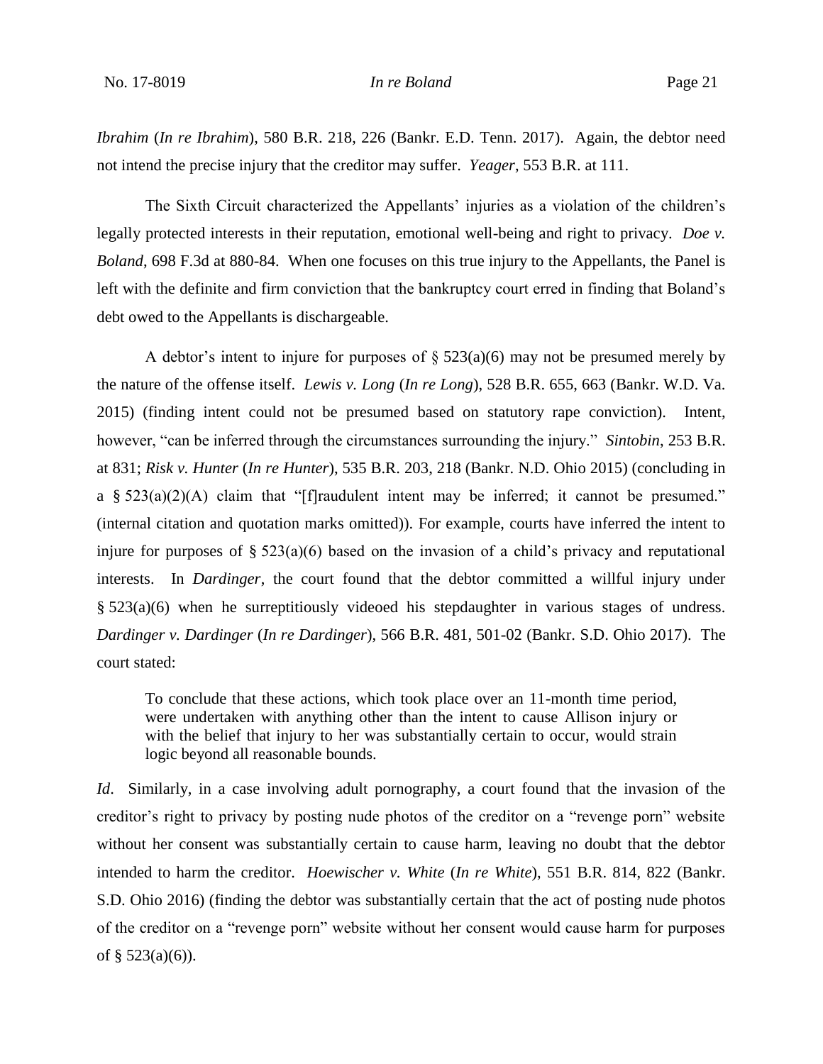*Ibrahim* (*In re Ibrahim*), 580 B.R. 218, 226 (Bankr. E.D. Tenn. 2017). Again, the debtor need not intend the precise injury that the creditor may suffer. *Yeager*, 553 B.R. at 111.

The Sixth Circuit characterized the Appellants' injuries as a violation of the children's legally protected interests in their reputation, emotional well-being and right to privacy. *Doe v. Boland*, 698 F.3d at 880-84. When one focuses on this true injury to the Appellants, the Panel is left with the definite and firm conviction that the bankruptcy court erred in finding that Boland's debt owed to the Appellants is dischargeable.

A debtor's intent to injure for purposes of § 523(a)(6) may not be presumed merely by the nature of the offense itself. *Lewis v. Long* (*In re Long*), 528 B.R. 655, 663 (Bankr. W.D. Va. 2015) (finding intent could not be presumed based on statutory rape conviction). Intent, however, "can be inferred through the circumstances surrounding the injury." *Sintobin*, 253 B.R. at 831; *Risk v. Hunter* (*In re Hunter*), 535 B.R. 203, 218 (Bankr. N.D. Ohio 2015) (concluding in a § 523(a)(2)(A) claim that "[f]raudulent intent may be inferred; it cannot be presumed." (internal citation and quotation marks omitted)). For example, courts have inferred the intent to injure for purposes of § 523(a)(6) based on the invasion of a child's privacy and reputational interests. In *Dardinger*, the court found that the debtor committed a willful injury under § 523(a)(6) when he surreptitiously videoed his stepdaughter in various stages of undress. *Dardinger v. Dardinger* (*In re Dardinger*), 566 B.R. 481, 501-02 (Bankr. S.D. Ohio 2017). The court stated:

> To conclude that these actions, which took place over an 11-month time period, were undertaken with anything other than the intent to cause Allison injury or with the belief that injury to her was substantially certain to occur, would strain logic beyond all reasonable bounds.

*Id*. Similarly, in a case involving adult pornography, a court found that the invasion of the creditor's right to privacy by posting nude photos of the creditor on a "revenge porn" website without her consent was substantially certain to cause harm, leaving no doubt that the debtor intended to harm the creditor. *Hoewischer v. White* (*In re White*), 551 B.R. 814, 822 (Bankr. S.D. Ohio 2016) (finding the debtor was substantially certain that the act of posting nude photos of the creditor on a "revenge porn" website without her consent would cause harm for purposes of § 523(a)(6)).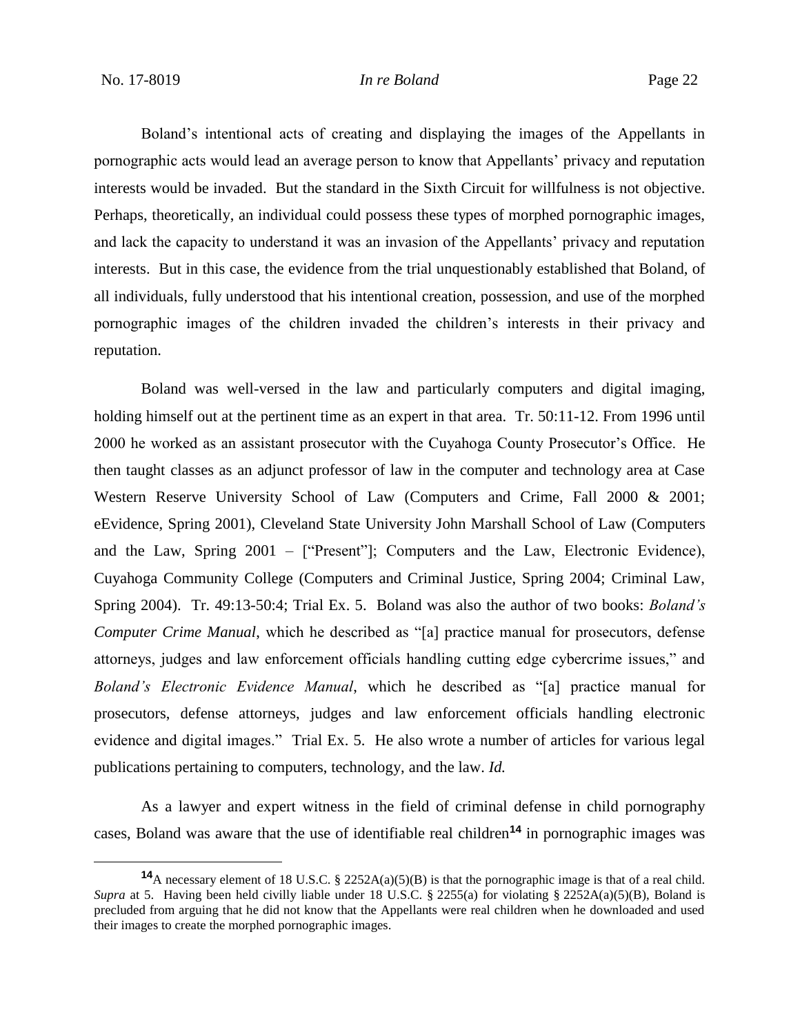Boland's intentional acts of creating and displaying the images of the Appellants in pornographic acts would lead an average person to know that Appellants' privacy and reputation interests would be invaded. But the standard in the Sixth Circuit for willfulness is not objective. Perhaps, theoretically, an individual could possess these types of morphed pornographic images, and lack the capacity to understand it was an invasion of the Appellants' privacy and reputation interests. But in this case, the evidence from the trial unquestionably established that Boland, of all individuals, fully understood that his intentional creation, possession, and use of the morphed pornographic images of the children invaded the children's interests in their privacy and reputation.

Boland was well-versed in the law and particularly computers and digital imaging, holding himself out at the pertinent time as an expert in that area. Tr. 50:11-12. From 1996 until 2000 he worked as an assistant prosecutor with the Cuyahoga County Prosecutor's Office. He then taught classes as an adjunct professor of law in the computer and technology area at Case Western Reserve University School of Law (Computers and Crime, Fall 2000 & 2001; eEvidence, Spring 2001), Cleveland State University John Marshall School of Law (Computers and the Law, Spring 2001 – ["Present"]; Computers and the Law, Electronic Evidence), Cuyahoga Community College (Computers and Criminal Justice, Spring 2004; Criminal Law, Spring 2004). Tr. 49:13-50:4; Trial Ex. 5. Boland was also the author of two books: *Boland's Computer Crime Manual*, which he described as "[a] practice manual for prosecutors, defense attorneys, judges and law enforcement officials handling cutting edge cybercrime issues," and *Boland's Electronic Evidence Manual*, which he described as "[a] practice manual for prosecutors, defense attorneys, judges and law enforcement officials handling electronic evidence and digital images." Trial Ex. 5. He also wrote a number of articles for various legal publications pertaining to computers, technology, and the law. *Id.*

As a lawyer and expert witness in the field of criminal defense in child pornography cases, Boland was aware that the use of identifiable real children[14] in pornographic images was

---

[14] A necessary element of 18 U.S.C. § 2252A(a)(5)(B) is that the pornographic image is that of a real child. *Supra* at 5. Having been held civilly liable under 18 U.S.C. § 2255(a) for violating § 2252A(a)(5)(B), Boland is precluded from arguing that he did not know that the Appellants were real children when he downloaded and used their images to create the morphed pornographic images.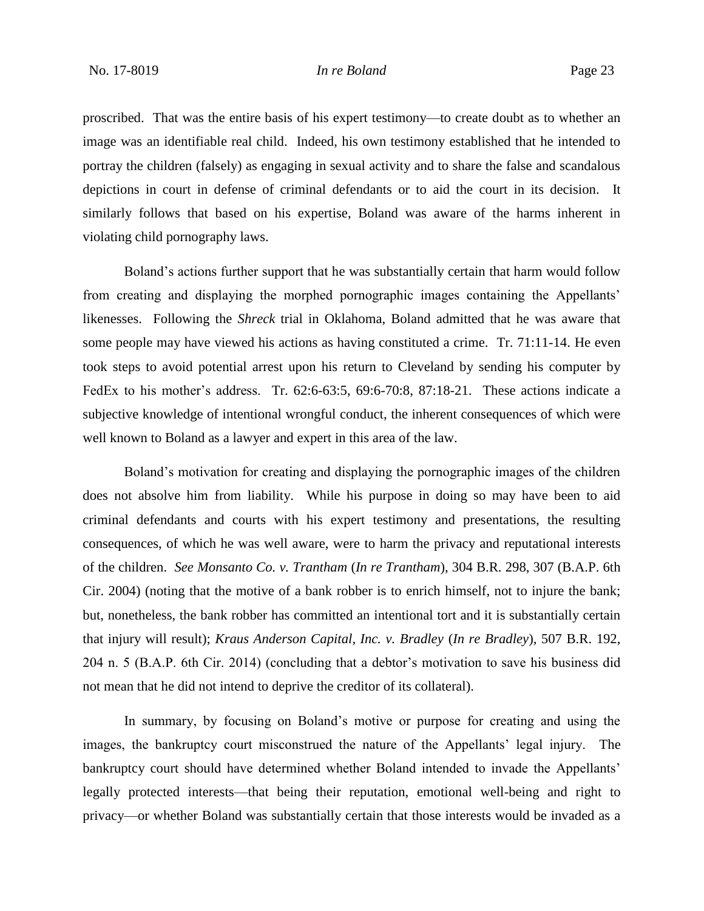proscribed. That was the entire basis of his expert testimony—to create doubt as to whether an image was an identifiable real child. Indeed, his own testimony established that he intended to portray the children (falsely) as engaging in sexual activity and to share the false and scandalous depictions in court in defense of criminal defendants or to aid the court in its decision. It similarly follows that based on his expertise, Boland was aware of the harms inherent in violating child pornography laws.

Boland's actions further support that he was substantially certain that harm would follow from creating and displaying the morphed pornographic images containing the Appellants' likenesses. Following the *Shreck* trial in Oklahoma, Boland admitted that he was aware that some people may have viewed his actions as having constituted a crime. Tr. 71:11-14. He even took steps to avoid potential arrest upon his return to Cleveland by sending his computer by FedEx to his mother's address. Tr. 62:6-63:5, 69:6-70:8, 87:18-21. These actions indicate a subjective knowledge of intentional wrongful conduct, the inherent consequences of which were well known to Boland as a lawyer and expert in this area of the law.

Boland's motivation for creating and displaying the pornographic images of the children does not absolve him from liability. While his purpose in doing so may have been to aid criminal defendants and courts with his expert testimony and presentations, the resulting consequences, of which he was well aware, were to harm the privacy and reputational interests of the children. *See Monsanto Co. v. Trantham* (*In re Trantham*), 304 B.R. 298, 307 (B.A.P. 6th Cir. 2004) (noting that the motive of a bank robber is to enrich himself, not to injure the bank; but, nonetheless, the bank robber has committed an intentional tort and it is substantially certain that injury will result); *Kraus Anderson Capital, Inc. v. Bradley* (*In re Bradley*), 507 B.R. 192, 204 n. 5 (B.A.P. 6th Cir. 2014) (concluding that a debtor's motivation to save his business did not mean that he did not intend to deprive the creditor of its collateral).

In summary, by focusing on Boland's motive or purpose for creating and using the images, the bankruptcy court misconstrued the nature of the Appellants' legal injury. The bankruptcy court should have determined whether Boland intended to invade the Appellants' legally protected interests—that being their reputation, emotional well-being and right to privacy—or whether Boland was substantially certain that those interests would be invaded as a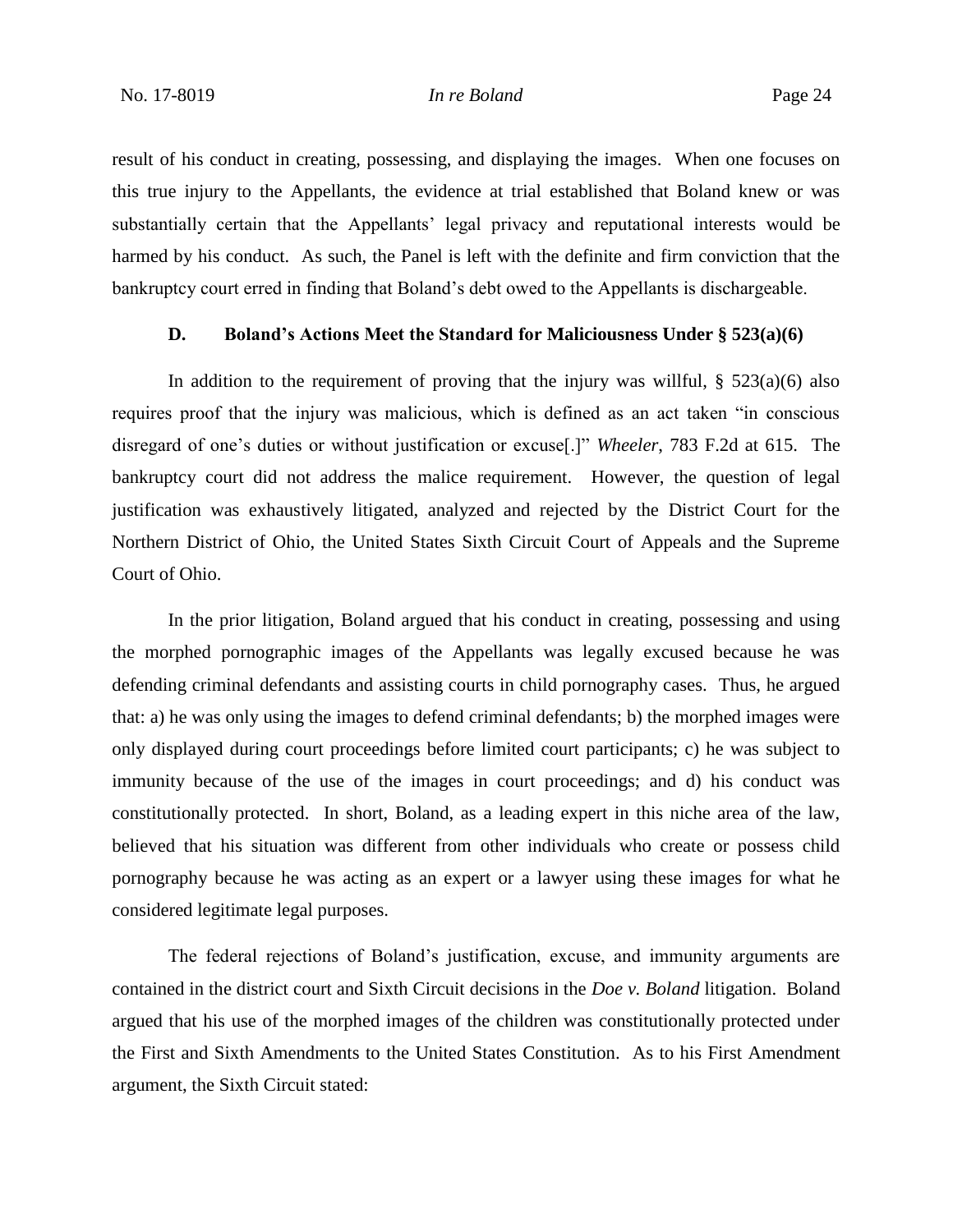result of his conduct in creating, possessing, and displaying the images. When one focuses on this true injury to the Appellants, the evidence at trial established that Boland knew or was substantially certain that the Appellants' legal privacy and reputational interests would be harmed by his conduct. As such, the Panel is left with the definite and firm conviction that the bankruptcy court erred in finding that Boland's debt owed to the Appellants is dischargeable.

### D. Boland's Actions Meet the Standard for Maliciousness Under § 523(a)(6)

In addition to the requirement of proving that the injury was willful, § 523(a)(6) also requires proof that the injury was malicious, which is defined as an act taken "in conscious disregard of one's duties or without justification or excuse[.]" *Wheeler*, 783 F.2d at 615. The bankruptcy court did not address the malice requirement. However, the question of legal justification was exhaustively litigated, analyzed and rejected by the District Court for the Northern District of Ohio, the United States Sixth Circuit Court of Appeals and the Supreme Court of Ohio.

In the prior litigation, Boland argued that his conduct in creating, possessing and using the morphed pornographic images of the Appellants was legally excused because he was defending criminal defendants and assisting courts in child pornography cases. Thus, he argued that: a) he was only using the images to defend criminal defendants; b) the morphed images were only displayed during court proceedings before limited court participants; c) he was subject to immunity because of the use of the images in court proceedings; and d) his conduct was constitutionally protected. In short, Boland, as a leading expert in this niche area of the law, believed that his situation was different from other individuals who create or possess child pornography because he was acting as an expert or a lawyer using these images for what he considered legitimate legal purposes.

The federal rejections of Boland's justification, excuse, and immunity arguments are contained in the district court and Sixth Circuit decisions in the *Doe v. Boland* litigation. Boland argued that his use of the morphed images of the children was constitutionally protected under the First and Sixth Amendments to the United States Constitution. As to his First Amendment argument, the Sixth Circuit stated: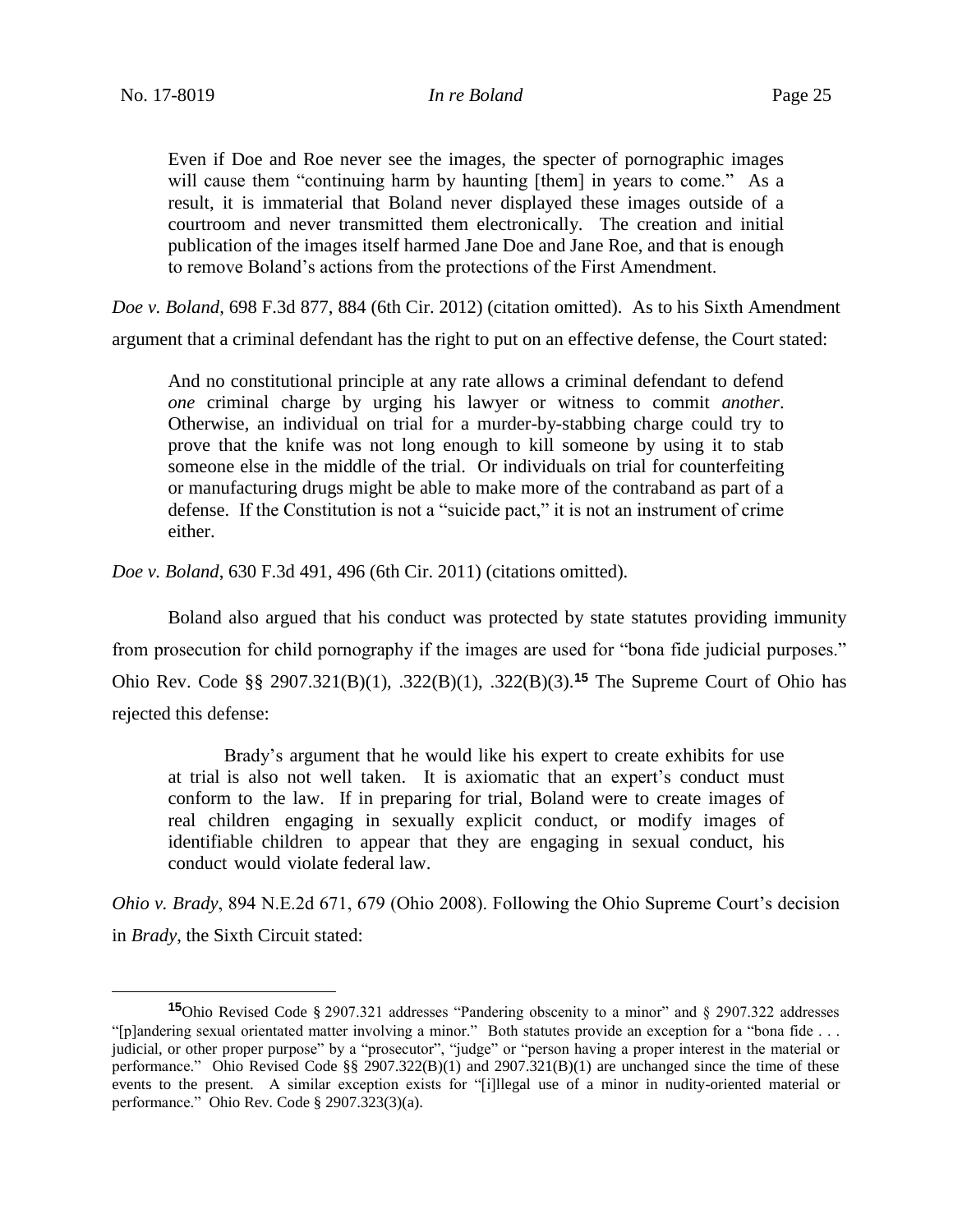> Even if Doe and Roe never see the images, the specter of pornographic images will cause them "continuing harm by haunting [them] in years to come." As a result, it is immaterial that Boland never displayed these images outside of a courtroom and never transmitted them electronically. The creation and initial publication of the images itself harmed Jane Doe and Jane Roe, and that is enough to remove Boland's actions from the protections of the First Amendment.

*Doe v. Boland*, 698 F.3d 877, 884 (6th Cir. 2012) (citation omitted). As to his Sixth Amendment argument that a criminal defendant has the right to put on an effective defense, the Court stated:

> And no constitutional principle at any rate allows a criminal defendant to defend *one* criminal charge by urging his lawyer or witness to commit *another*. Otherwise, an individual on trial for a murder-by-stabbing charge could try to prove that the knife was not long enough to kill someone by using it to stab someone else in the middle of the trial. Or individuals on trial for counterfeiting or manufacturing drugs might be able to make more of the contraband as part of a defense. If the Constitution is not a "suicide pact," it is not an instrument of crime either.

*Doe v. Boland*, 630 F.3d 491, 496 (6th Cir. 2011) (citations omitted).

Boland also argued that his conduct was protected by state statutes providing immunity from prosecution for child pornography if the images are used for "bona fide judicial purposes." Ohio Rev. Code §§ 2907.321(B)(1), .322(B)(1), .322(B)(3).[15] The Supreme Court of Ohio has rejected this defense:

> Brady's argument that he would like his expert to create exhibits for use at trial is also not well taken. It is axiomatic that an expert's conduct must conform to the law. If in preparing for trial, Boland were to create images of real children engaging in sexually explicit conduct, or modify images of identifiable children to appear that they are engaging in sexual conduct, his conduct would violate federal law.

*Ohio v. Brady*, 894 N.E.2d 671, 679 (Ohio 2008). Following the Ohio Supreme Court's decision in *Brady*, the Sixth Circuit stated:

[15] Ohio Revised Code § 2907.321 addresses "Pandering obscenity to a minor" and § 2907.322 addresses "[p]andering sexual orientated matter involving a minor." Both statutes provide an exception for a "bona fide . . . judicial, or other proper purpose" by a "prosecutor", "judge" or "person having a proper interest in the material or performance." Ohio Revised Code §§ 2907.322(B)(1) and 2907.321(B)(1) are unchanged since the time of these events to the present. A similar exception exists for "[i]llegal use of a minor in nudity-oriented material or performance." Ohio Rev. Code § 2907.323(3)(a).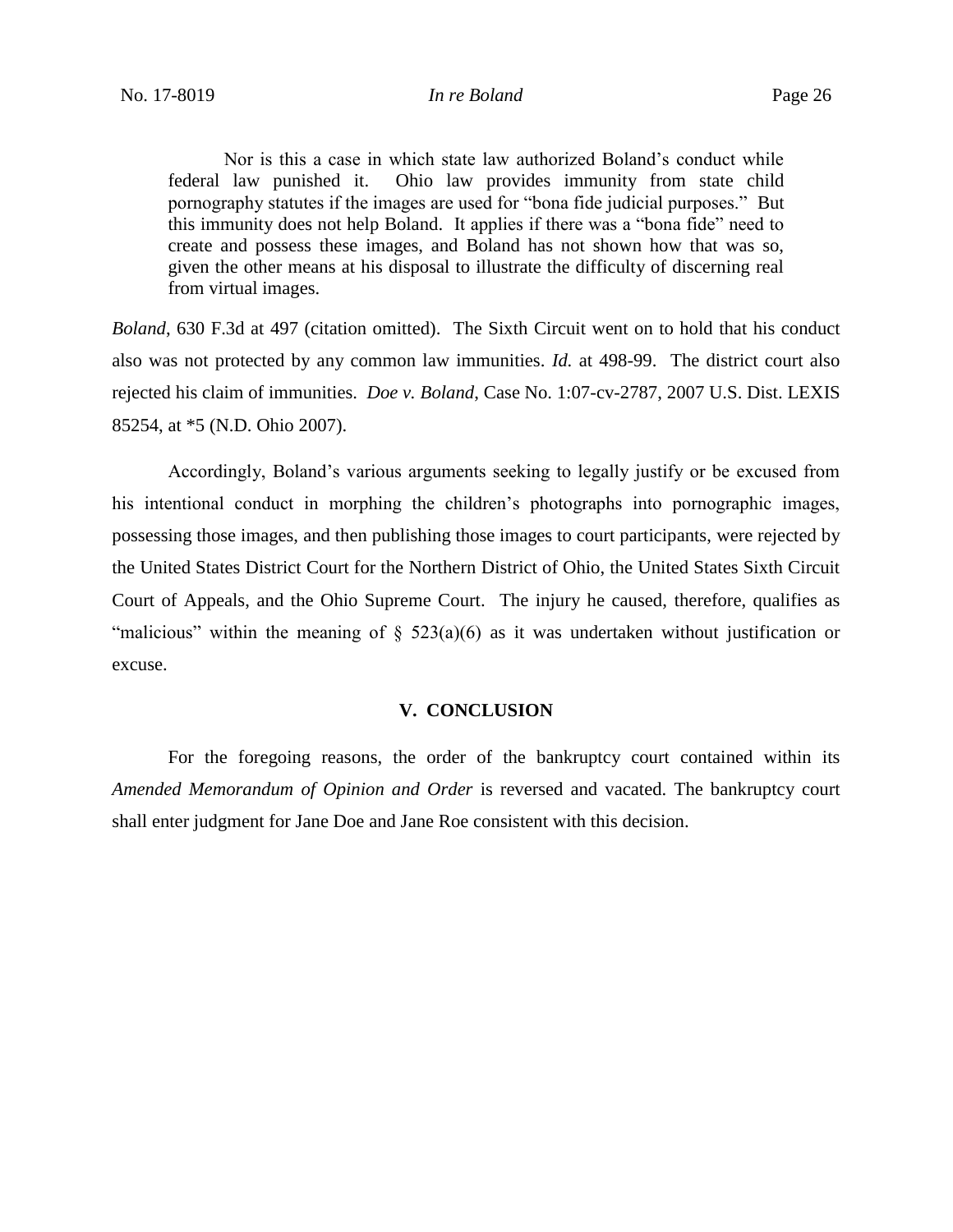> Nor is this a case in which state law authorized Boland's conduct while federal law punished it. Ohio law provides immunity from state child pornography statutes if the images are used for "bona fide judicial purposes." But this immunity does not help Boland. It applies if there was a "bona fide" need to create and possess these images, and Boland has not shown how that was so, given the other means at his disposal to illustrate the difficulty of discerning real from virtual images.

*Boland*, 630 F.3d at 497 (citation omitted). The Sixth Circuit went on to hold that his conduct also was not protected by any common law immunities. *Id.* at 498-99. The district court also rejected his claim of immunities. *Doe v. Boland*, Case No. 1:07-cv-2787, 2007 U.S. Dist. LEXIS 85254, at *5 (N.D. Ohio 2007).

Accordingly, Boland's various arguments seeking to legally justify or be excused from his intentional conduct in morphing the children's photographs into pornographic images, possessing those images, and then publishing those images to court participants, were rejected by the United States District Court for the Northern District of Ohio, the United States Sixth Circuit Court of Appeals, and the Ohio Supreme Court. The injury he caused, therefore, qualifies as "malicious" within the meaning of § 523(a)(6) as it was undertaken without justification or excuse.

## V. CONCLUSION

For the foregoing reasons, the order of the bankruptcy court contained within its *Amended Memorandum of Opinion and Order* is reversed and vacated. The bankruptcy court shall enter judgment for Jane Doe and Jane Roe consistent with this decision.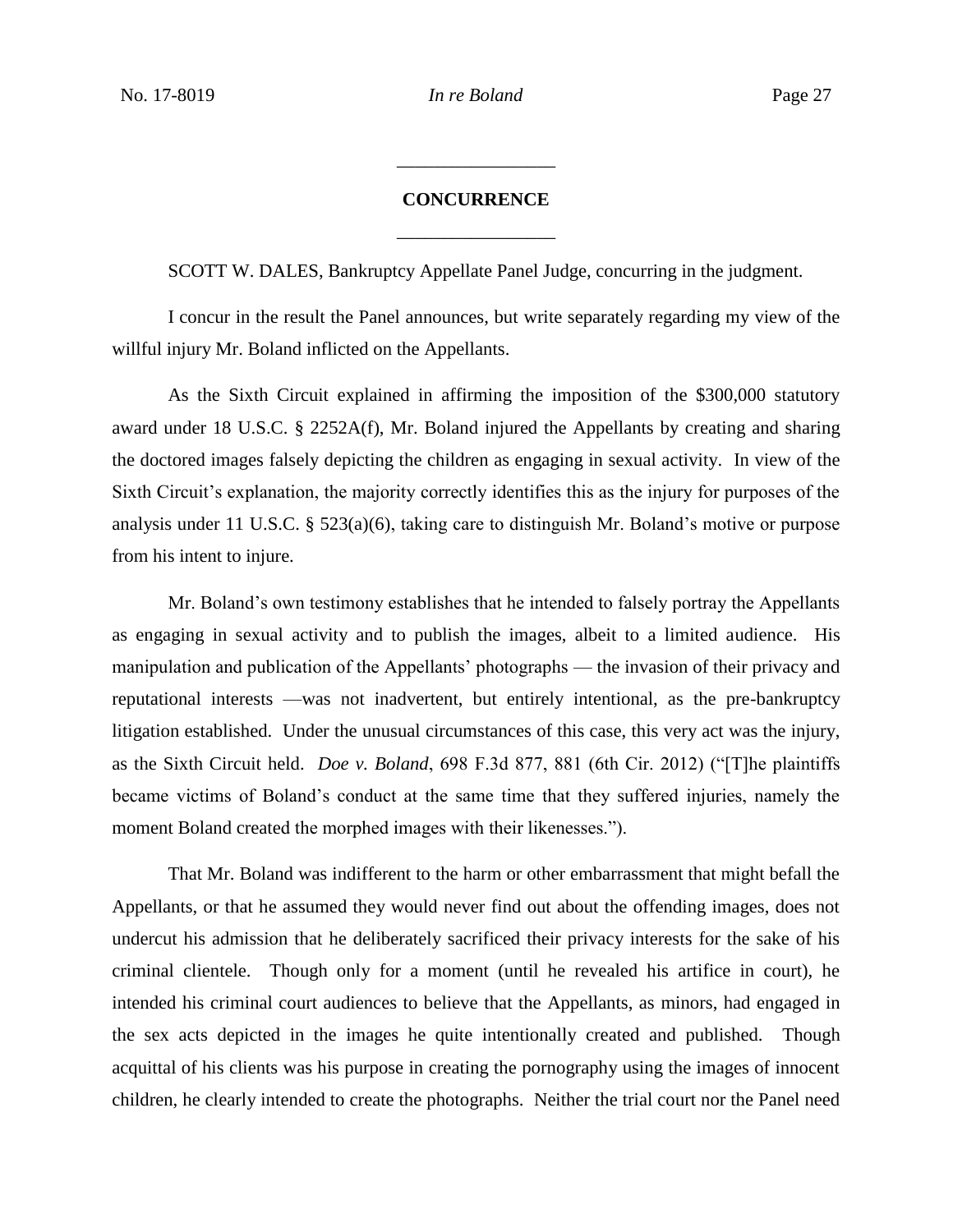## CONCURRENCE

SCOTT W. DALES, Bankruptcy Appellate Panel Judge, concurring in the judgment.

I concur in the result the Panel announces, but write separately regarding my view of the willful injury Mr. Boland inflicted on the Appellants.

As the Sixth Circuit explained in affirming the imposition of the $300,000 statutory award under 18 U.S.C. § 2252A(f), Mr. Boland injured the Appellants by creating and sharing the doctored images falsely depicting the children as engaging in sexual activity. In view of the Sixth Circuit's explanation, the majority correctly identifies this as the injury for purposes of the analysis under 11 U.S.C. § 523(a)(6), taking care to distinguish Mr. Boland's motive or purpose from his intent to injure.

Mr. Boland's own testimony establishes that he intended to falsely portray the Appellants as engaging in sexual activity and to publish the images, albeit to a limited audience. His manipulation and publication of the Appellants' photographs — the invasion of their privacy and reputational interests —was not inadvertent, but entirely intentional, as the pre-bankruptcy litigation established. Under the unusual circumstances of this case, this very act was the injury, as the Sixth Circuit held. *Doe v. Boland*, 698 F.3d 877, 881 (6th Cir. 2012) ("[T]he plaintiffs became victims of Boland's conduct at the same time that they suffered injuries, namely the moment Boland created the morphed images with their likenesses.").

That Mr. Boland was indifferent to the harm or other embarrassment that might befall the Appellants, or that he assumed they would never find out about the offending images, does not undercut his admission that he deliberately sacrificed their privacy interests for the sake of his criminal clientele. Though only for a moment (until he revealed his artifice in court), he intended his criminal court audiences to believe that the Appellants, as minors, had engaged in the sex acts depicted in the images he quite intentionally created and published. Though acquittal of his clients was his purpose in creating the pornography using the images of innocent children, he clearly intended to create the photographs. Neither the trial court nor the Panel need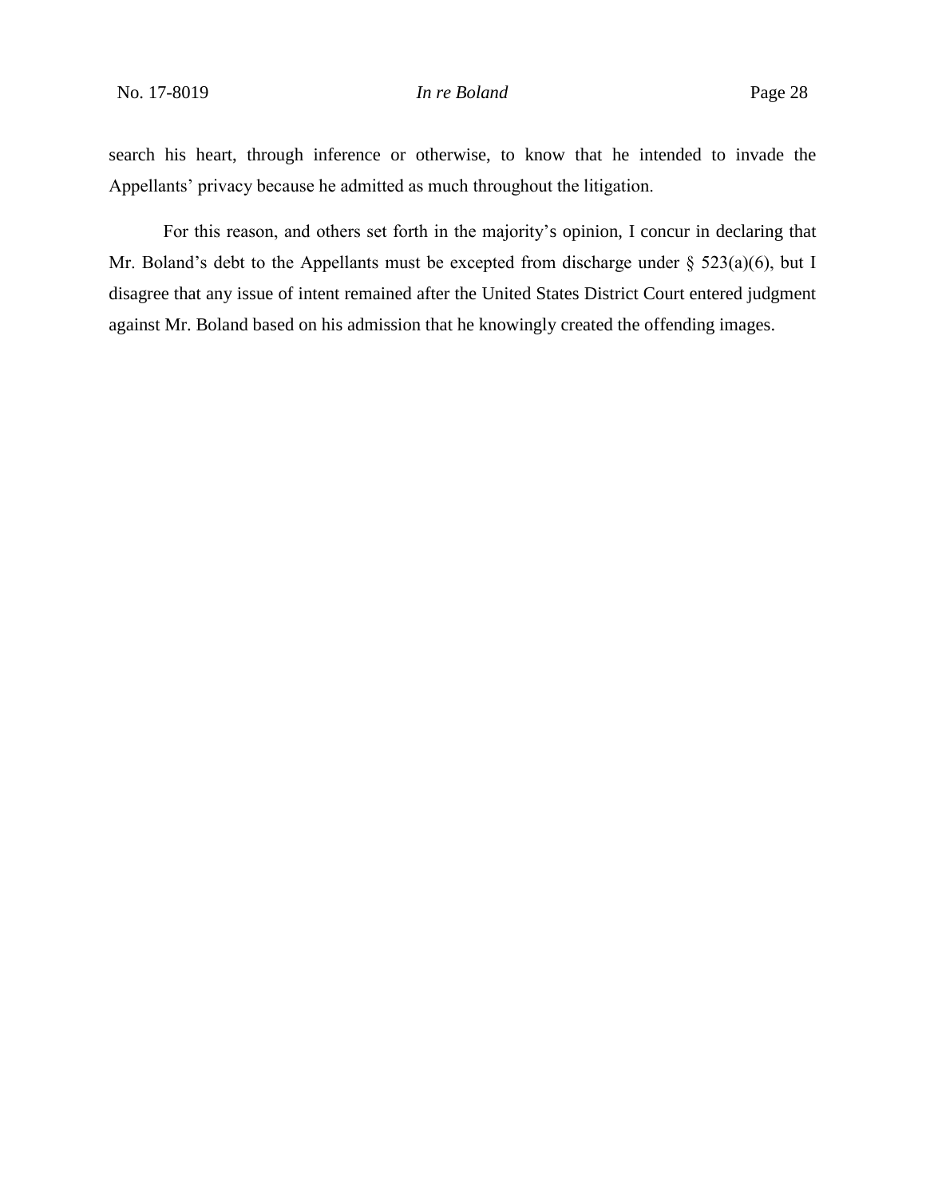search his heart, through inference or otherwise, to know that he intended to invade the Appellants' privacy because he admitted as much throughout the litigation.

For this reason, and others set forth in the majority's opinion, I concur in declaring that Mr. Boland's debt to the Appellants must be excepted from discharge under § 523(a)(6), but I disagree that any issue of intent remained after the United States District Court entered judgment against Mr. Boland based on his admission that he knowingly created the offending images.